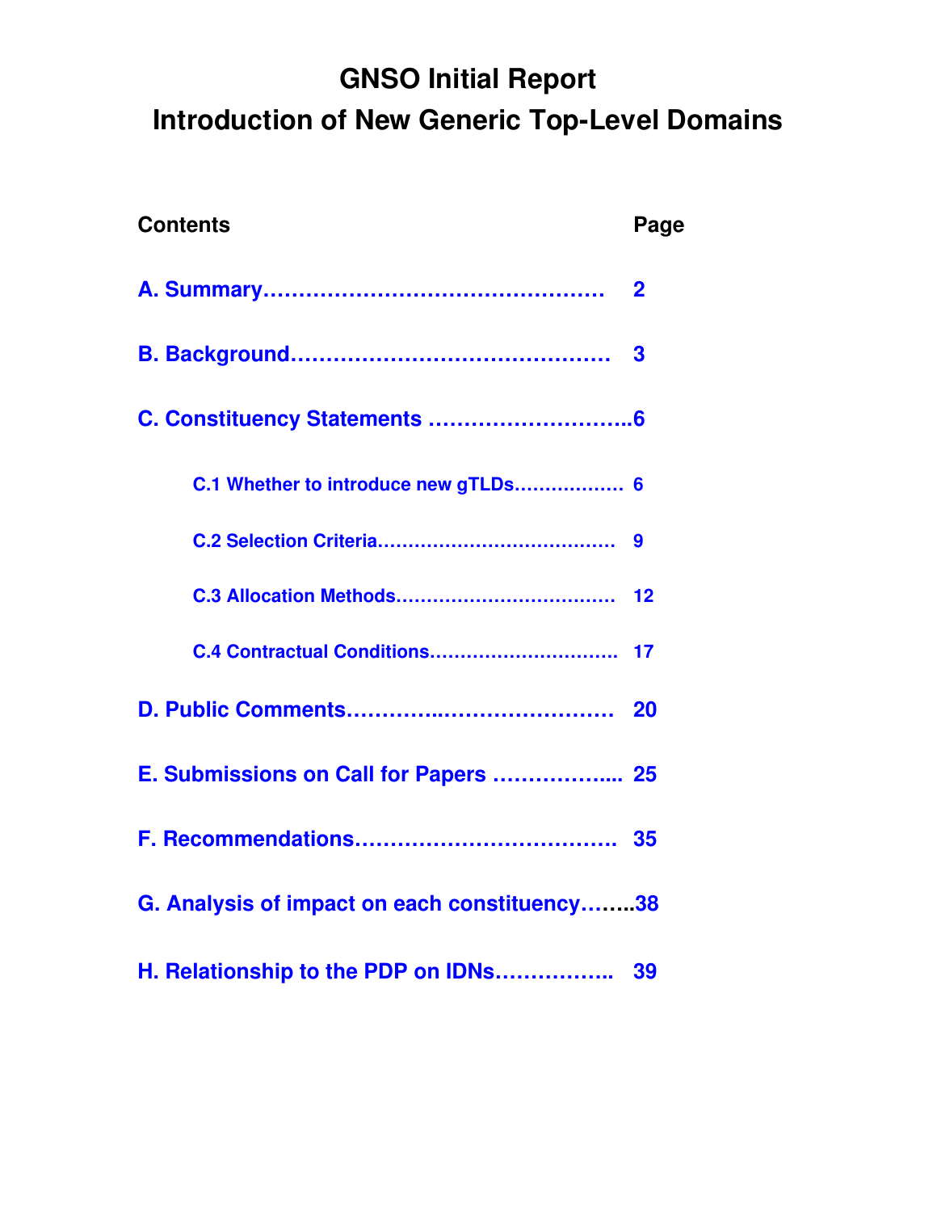# GNSO Initial Report
# Introduction of New Generic Top-Level Domains

| Contents | Page |
|---|---|
| **A. Summary** | **2** |
| **B. Background** | **3** |
| **C. Constituency Statements** | **6** |
| C.1 Whether to introduce new gTLDs | 6 |
| C.2 Selection Criteria | 9 |
| C.3 Allocation Methods | 12 |
| C.4 Contractual Conditions | 17 |
| **D. Public Comments** | **20** |
| **E. Submissions on Call for Papers** | **25** |
| **F. Recommendations** | **35** |
| **G. Analysis of impact on each constituency** | **38** |
| **H. Relationship to the PDP on IDNs** | **39** |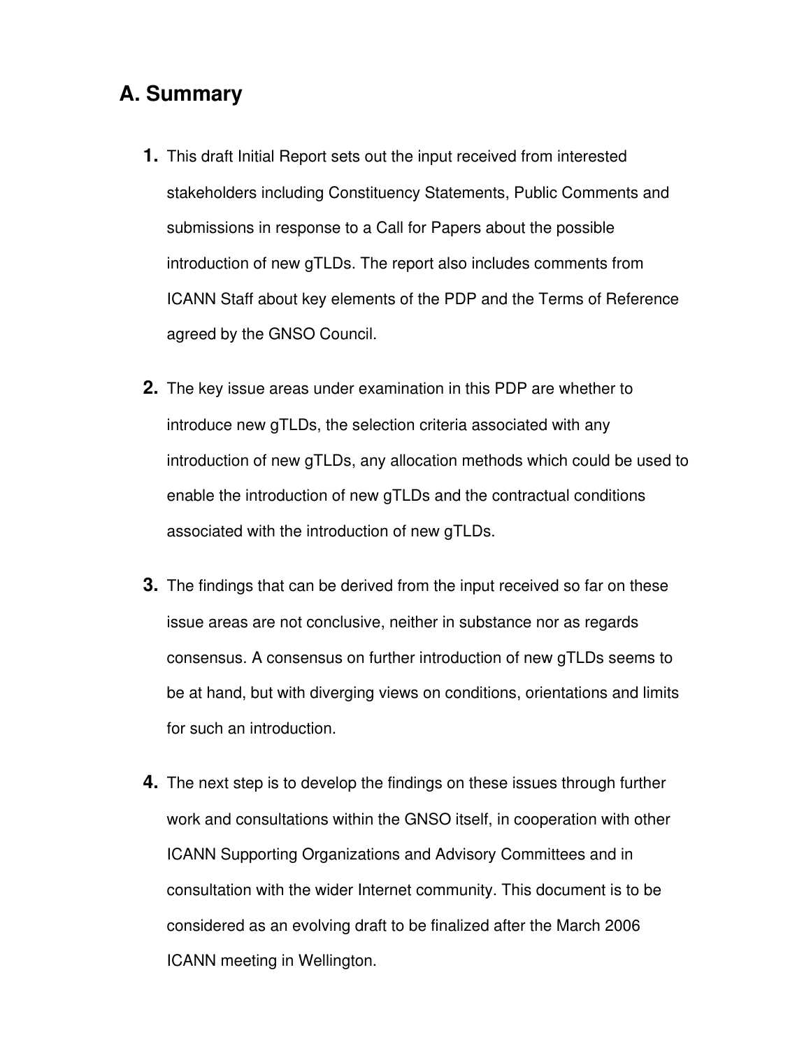## A. Summary

1. This draft Initial Report sets out the input received from interested stakeholders including Constituency Statements, Public Comments and submissions in response to a Call for Papers about the possible introduction of new gTLDs. The report also includes comments from ICANN Staff about key elements of the PDP and the Terms of Reference agreed by the GNSO Council.

2. The key issue areas under examination in this PDP are whether to introduce new gTLDs, the selection criteria associated with any introduction of new gTLDs, any allocation methods which could be used to enable the introduction of new gTLDs and the contractual conditions associated with the introduction of new gTLDs.

3. The findings that can be derived from the input received so far on these issue areas are not conclusive, neither in substance nor as regards consensus. A consensus on further introduction of new gTLDs seems to be at hand, but with diverging views on conditions, orientations and limits for such an introduction.

4. The next step is to develop the findings on these issues through further work and consultations within the GNSO itself, in cooperation with other ICANN Supporting Organizations and Advisory Committees and in consultation with the wider Internet community. This document is to be considered as an evolving draft to be finalized after the March 2006 ICANN meeting in Wellington.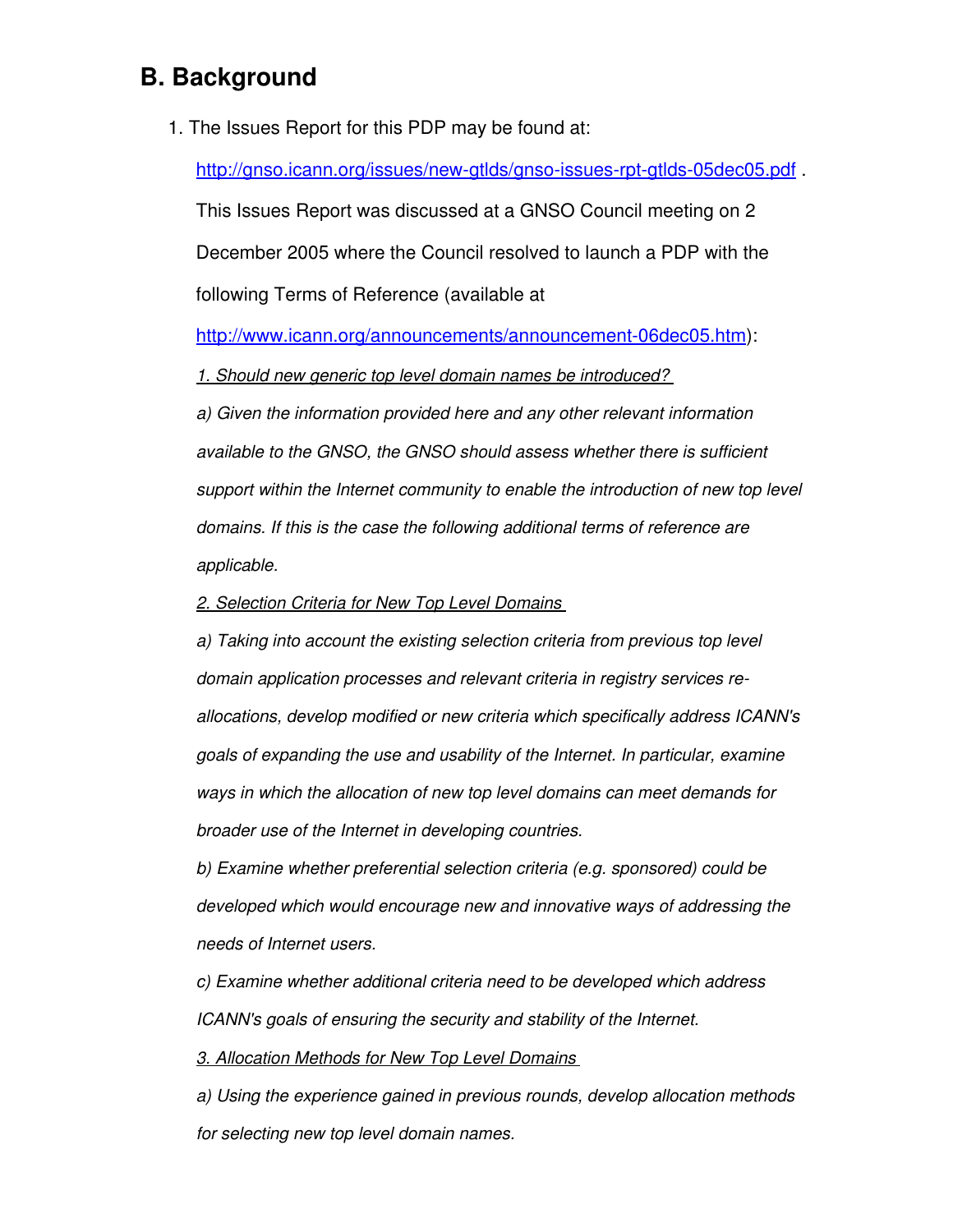## B. Background

1. The Issues Report for this PDP may be found at:

   http://gnso.icann.org/issues/new-gtlds/gnso-issues-rpt-gtlds-05dec05.pdf . This Issues Report was discussed at a GNSO Council meeting on 2 December 2005 where the Council resolved to launch a PDP with the following Terms of Reference (available at http://www.icann.org/announcements/announcement-06dec05.htm):

   *1. Should new generic top level domain names be introduced?*

   *a) Given the information provided here and any other relevant information available to the GNSO, the GNSO should assess whether there is sufficient support within the Internet community to enable the introduction of new top level domains. If this is the case the following additional terms of reference are applicable.*

   *2. Selection Criteria for New Top Level Domains*

   *a) Taking into account the existing selection criteria from previous top level domain application processes and relevant criteria in registry services re-allocations, develop modified or new criteria which specifically address ICANN's goals of expanding the use and usability of the Internet. In particular, examine ways in which the allocation of new top level domains can meet demands for broader use of the Internet in developing countries.*

   *b) Examine whether preferential selection criteria (e.g. sponsored) could be developed which would encourage new and innovative ways of addressing the needs of Internet users.*

   *c) Examine whether additional criteria need to be developed which address ICANN's goals of ensuring the security and stability of the Internet.*

   *3. Allocation Methods for New Top Level Domains*

   *a) Using the experience gained in previous rounds, develop allocation methods for selecting new top level domain names.*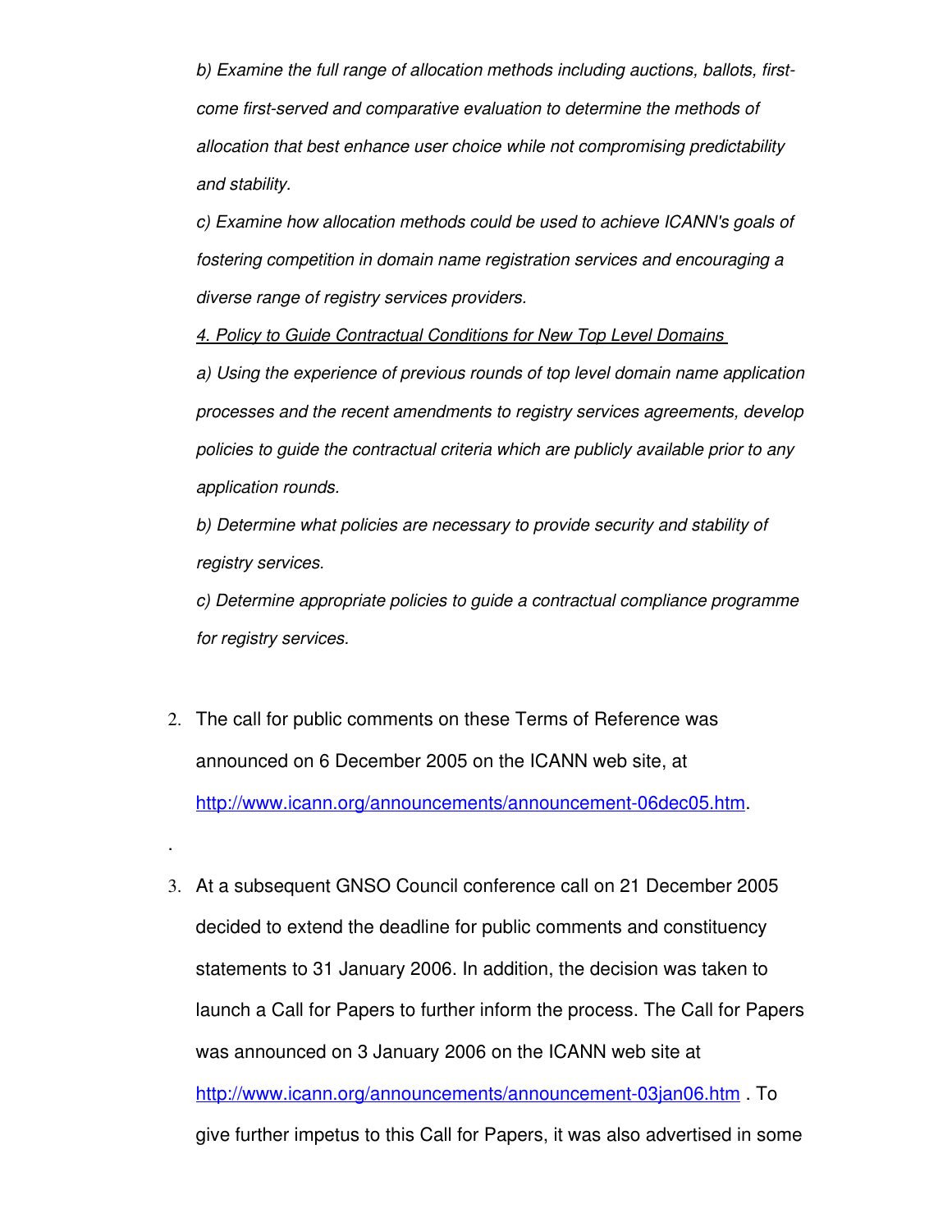*b) Examine the full range of allocation methods including auctions, ballots, first-come first-served and comparative evaluation to determine the methods of allocation that best enhance user choice while not compromising predictability and stability.*

*c) Examine how allocation methods could be used to achieve ICANN's goals of fostering competition in domain name registration services and encouraging a diverse range of registry services providers.*

*4. Policy to Guide Contractual Conditions for New Top Level Domains*

*a) Using the experience of previous rounds of top level domain name application processes and the recent amendments to registry services agreements, develop policies to guide the contractual criteria which are publicly available prior to any application rounds.*

*b) Determine what policies are necessary to provide security and stability of registry services.*

*c) Determine appropriate policies to guide a contractual compliance programme for registry services.*

2. The call for public comments on these Terms of Reference was announced on 6 December 2005 on the ICANN web site, at http://www.icann.org/announcements/announcement-06dec05.htm.

.

3. At a subsequent GNSO Council conference call on 21 December 2005 decided to extend the deadline for public comments and constituency statements to 31 January 2006. In addition, the decision was taken to launch a Call for Papers to further inform the process. The Call for Papers was announced on 3 January 2006 on the ICANN web site at http://www.icann.org/announcements/announcement-03jan06.htm . To give further impetus to this Call for Papers, it was also advertised in some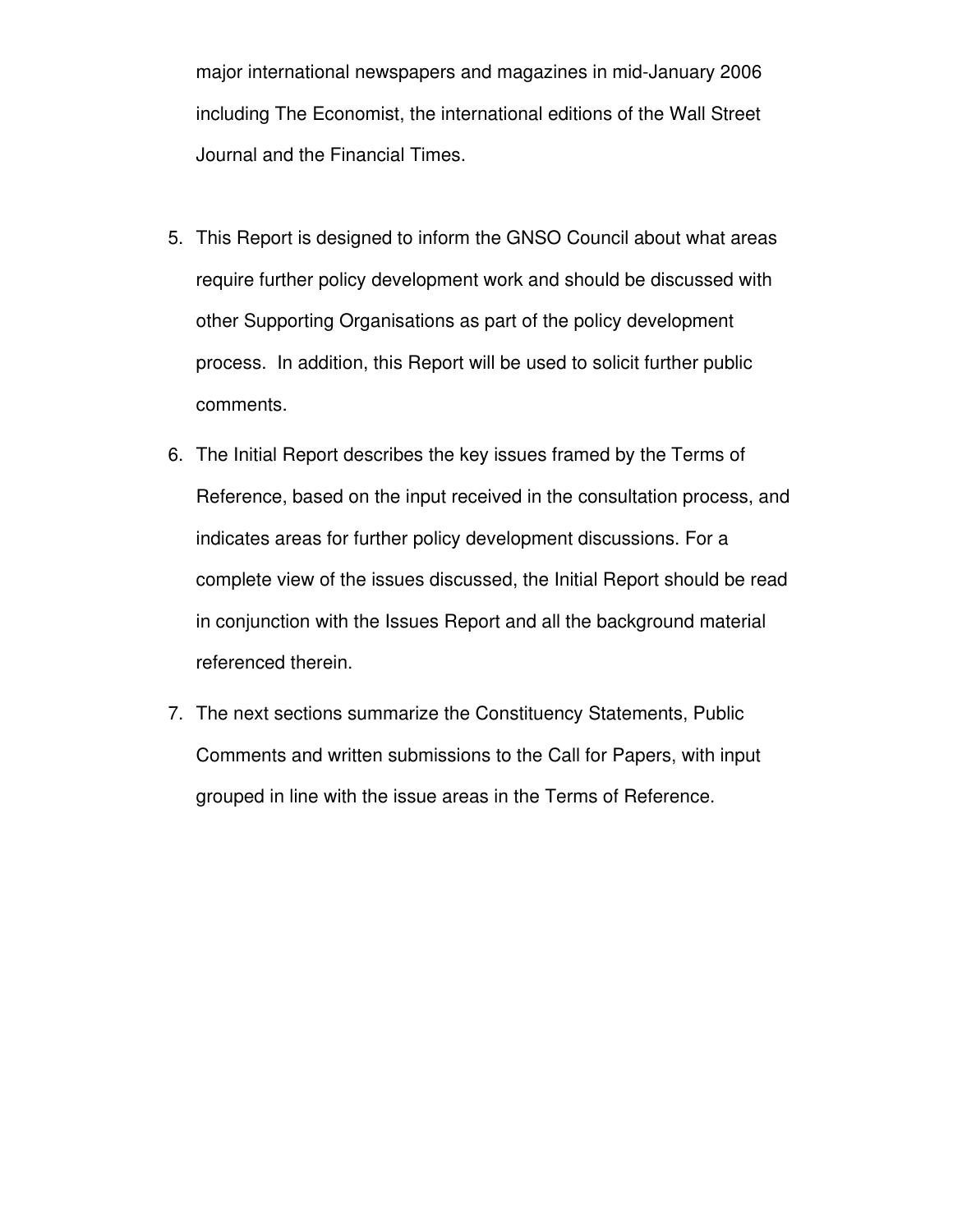major international newspapers and magazines in mid-January 2006 including The Economist, the international editions of the Wall Street Journal and the Financial Times.

5. This Report is designed to inform the GNSO Council about what areas require further policy development work and should be discussed with other Supporting Organisations as part of the policy development process. In addition, this Report will be used to solicit further public comments.

6. The Initial Report describes the key issues framed by the Terms of Reference, based on the input received in the consultation process, and indicates areas for further policy development discussions. For a complete view of the issues discussed, the Initial Report should be read in conjunction with the Issues Report and all the background material referenced therein.

7. The next sections summarize the Constituency Statements, Public Comments and written submissions to the Call for Papers, with input grouped in line with the issue areas in the Terms of Reference.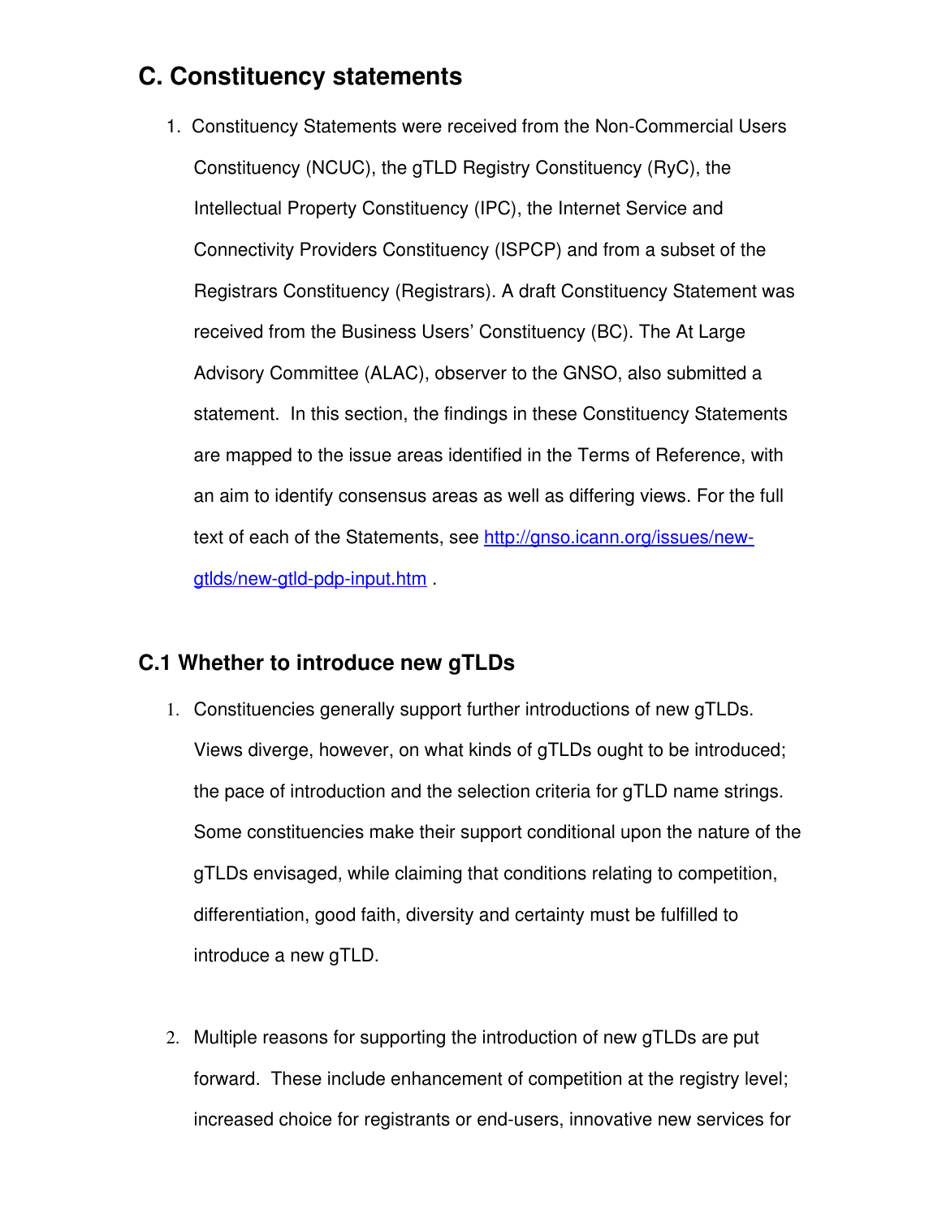## C. Constituency statements

1. Constituency Statements were received from the Non-Commercial Users Constituency (NCUC), the gTLD Registry Constituency (RyC), the Intellectual Property Constituency (IPC), the Internet Service and Connectivity Providers Constituency (ISPCP) and from a subset of the Registrars Constituency (Registrars). A draft Constituency Statement was received from the Business Users' Constituency (BC). The At Large Advisory Committee (ALAC), observer to the GNSO, also submitted a statement. In this section, the findings in these Constituency Statements are mapped to the issue areas identified in the Terms of Reference, with an aim to identify consensus areas as well as differing views. For the full text of each of the Statements, see [http://gnso.icann.org/issues/new-gtlds/new-gtld-pdp-input.htm](http://gnso.icann.org/issues/new-gtlds/new-gtld-pdp-input.htm) .

### C.1 Whether to introduce new gTLDs

1. Constituencies generally support further introductions of new gTLDs. Views diverge, however, on what kinds of gTLDs ought to be introduced; the pace of introduction and the selection criteria for gTLD name strings. Some constituencies make their support conditional upon the nature of the gTLDs envisaged, while claiming that conditions relating to competition, differentiation, good faith, diversity and certainty must be fulfilled to introduce a new gTLD.

2. Multiple reasons for supporting the introduction of new gTLDs are put forward. These include enhancement of competition at the registry level; increased choice for registrants or end-users, innovative new services for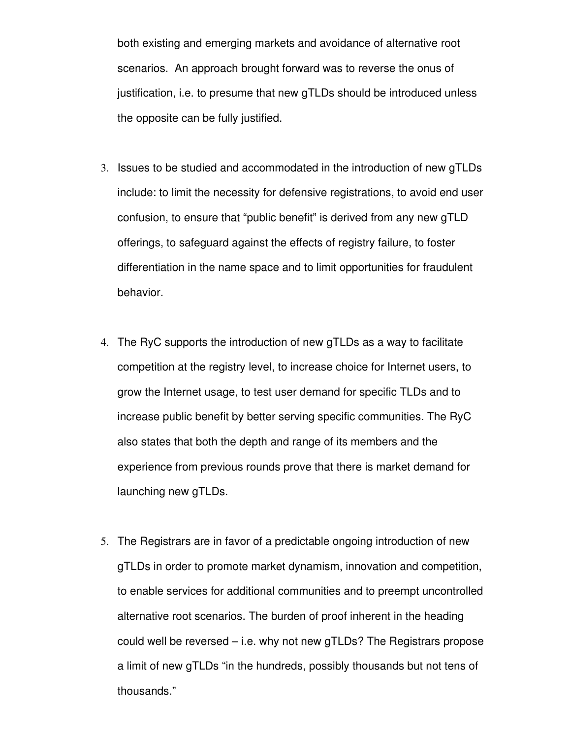both existing and emerging markets and avoidance of alternative root scenarios. An approach brought forward was to reverse the onus of justification, i.e. to presume that new gTLDs should be introduced unless the opposite can be fully justified.

3. Issues to be studied and accommodated in the introduction of new gTLDs include: to limit the necessity for defensive registrations, to avoid end user confusion, to ensure that "public benefit" is derived from any new gTLD offerings, to safeguard against the effects of registry failure, to foster differentiation in the name space and to limit opportunities for fraudulent behavior.

4. The RyC supports the introduction of new gTLDs as a way to facilitate competition at the registry level, to increase choice for Internet users, to grow the Internet usage, to test user demand for specific TLDs and to increase public benefit by better serving specific communities. The RyC also states that both the depth and range of its members and the experience from previous rounds prove that there is market demand for launching new gTLDs.

5. The Registrars are in favor of a predictable ongoing introduction of new gTLDs in order to promote market dynamism, innovation and competition, to enable services for additional communities and to preempt uncontrolled alternative root scenarios. The burden of proof inherent in the heading could well be reversed – i.e. why not new gTLDs? The Registrars propose a limit of new gTLDs "in the hundreds, possibly thousands but not tens of thousands."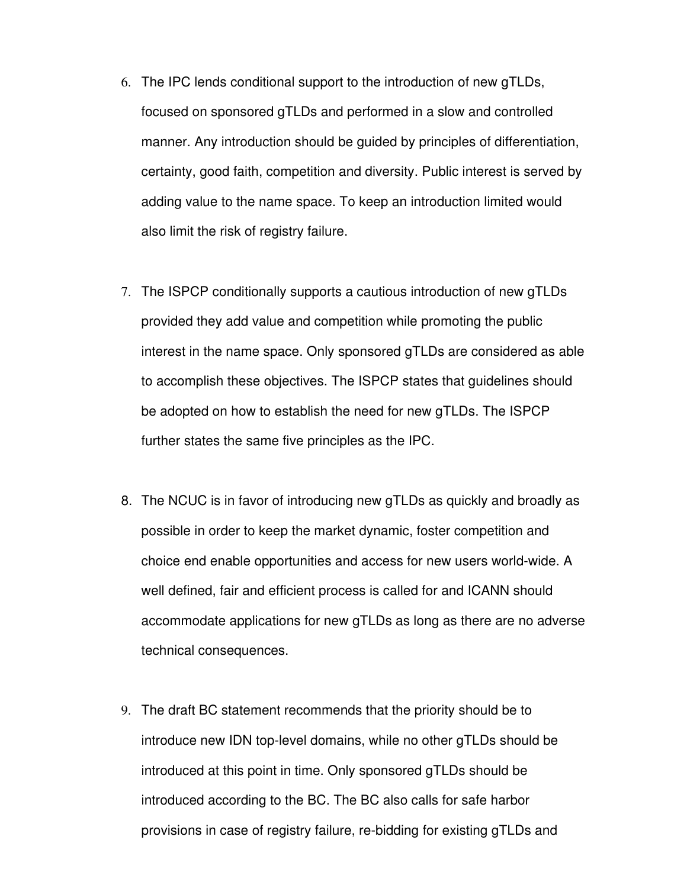6. The IPC lends conditional support to the introduction of new gTLDs, focused on sponsored gTLDs and performed in a slow and controlled manner. Any introduction should be guided by principles of differentiation, certainty, good faith, competition and diversity. Public interest is served by adding value to the name space. To keep an introduction limited would also limit the risk of registry failure.

7. The ISPCP conditionally supports a cautious introduction of new gTLDs provided they add value and competition while promoting the public interest in the name space. Only sponsored gTLDs are considered as able to accomplish these objectives. The ISPCP states that guidelines should be adopted on how to establish the need for new gTLDs. The ISPCP further states the same five principles as the IPC.

8. The NCUC is in favor of introducing new gTLDs as quickly and broadly as possible in order to keep the market dynamic, foster competition and choice end enable opportunities and access for new users world-wide. A well defined, fair and efficient process is called for and ICANN should accommodate applications for new gTLDs as long as there are no adverse technical consequences.

9. The draft BC statement recommends that the priority should be to introduce new IDN top-level domains, while no other gTLDs should be introduced at this point in time. Only sponsored gTLDs should be introduced according to the BC. The BC also calls for safe harbor provisions in case of registry failure, re-bidding for existing gTLDs and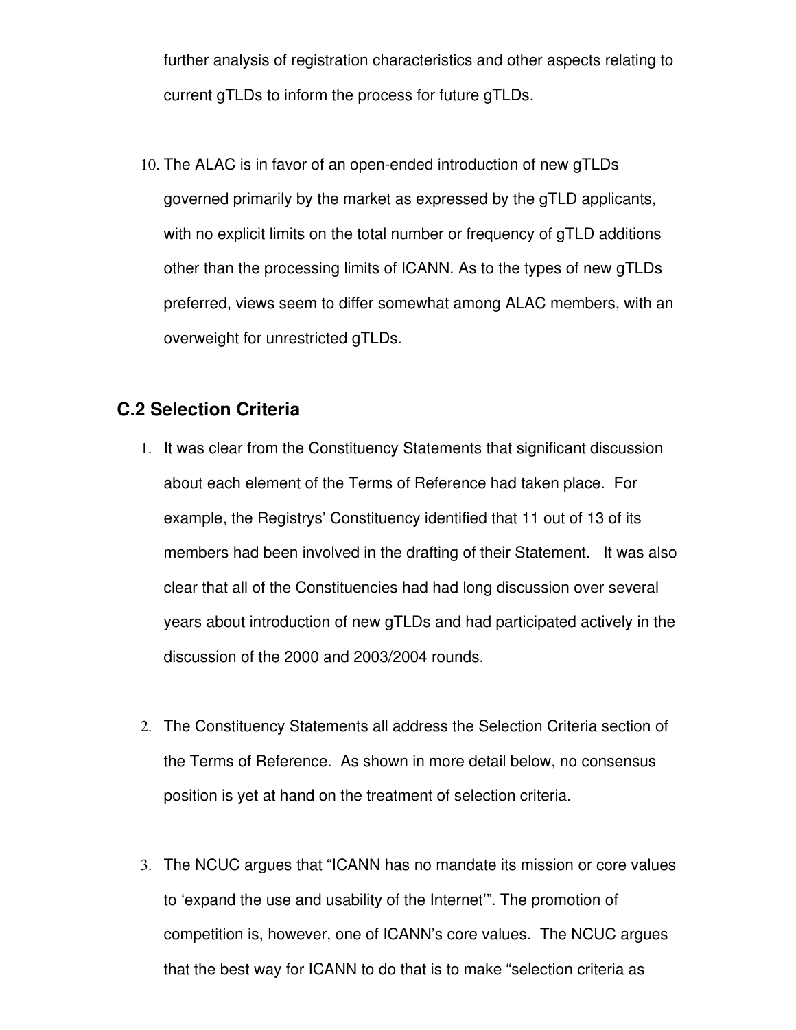further analysis of registration characteristics and other aspects relating to current gTLDs to inform the process for future gTLDs.

10. The ALAC is in favor of an open-ended introduction of new gTLDs governed primarily by the market as expressed by the gTLD applicants, with no explicit limits on the total number or frequency of gTLD additions other than the processing limits of ICANN. As to the types of new gTLDs preferred, views seem to differ somewhat among ALAC members, with an overweight for unrestricted gTLDs.

## C.2 Selection Criteria

1. It was clear from the Constituency Statements that significant discussion about each element of the Terms of Reference had taken place. For example, the Registrys' Constituency identified that 11 out of 13 of its members had been involved in the drafting of their Statement. It was also clear that all of the Constituencies had had long discussion over several years about introduction of new gTLDs and had participated actively in the discussion of the 2000 and 2003/2004 rounds.

2. The Constituency Statements all address the Selection Criteria section of the Terms of Reference. As shown in more detail below, no consensus position is yet at hand on the treatment of selection criteria.

3. The NCUC argues that "ICANN has no mandate its mission or core values to 'expand the use and usability of the Internet'". The promotion of competition is, however, one of ICANN's core values. The NCUC argues that the best way for ICANN to do that is to make "selection criteria as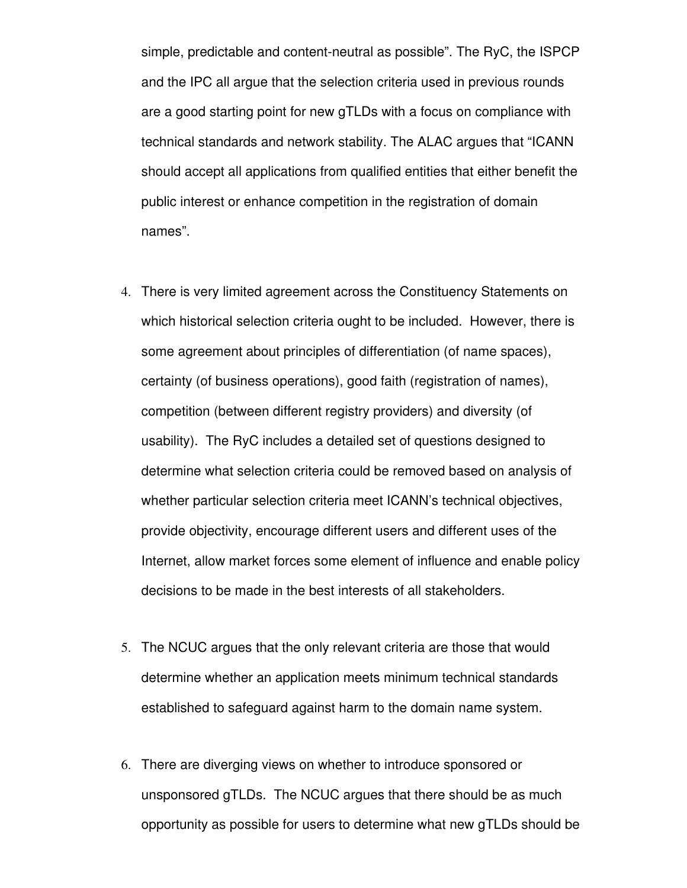simple, predictable and content-neutral as possible". The RyC, the ISPCP and the IPC all argue that the selection criteria used in previous rounds are a good starting point for new gTLDs with a focus on compliance with technical standards and network stability. The ALAC argues that "ICANN should accept all applications from qualified entities that either benefit the public interest or enhance competition in the registration of domain names".

4. There is very limited agreement across the Constituency Statements on which historical selection criteria ought to be included. However, there is some agreement about principles of differentiation (of name spaces), certainty (of business operations), good faith (registration of names), competition (between different registry providers) and diversity (of usability). The RyC includes a detailed set of questions designed to determine what selection criteria could be removed based on analysis of whether particular selection criteria meet ICANN's technical objectives, provide objectivity, encourage different users and different uses of the Internet, allow market forces some element of influence and enable policy decisions to be made in the best interests of all stakeholders.

5. The NCUC argues that the only relevant criteria are those that would determine whether an application meets minimum technical standards established to safeguard against harm to the domain name system.

6. There are diverging views on whether to introduce sponsored or unsponsored gTLDs. The NCUC argues that there should be as much opportunity as possible for users to determine what new gTLDs should be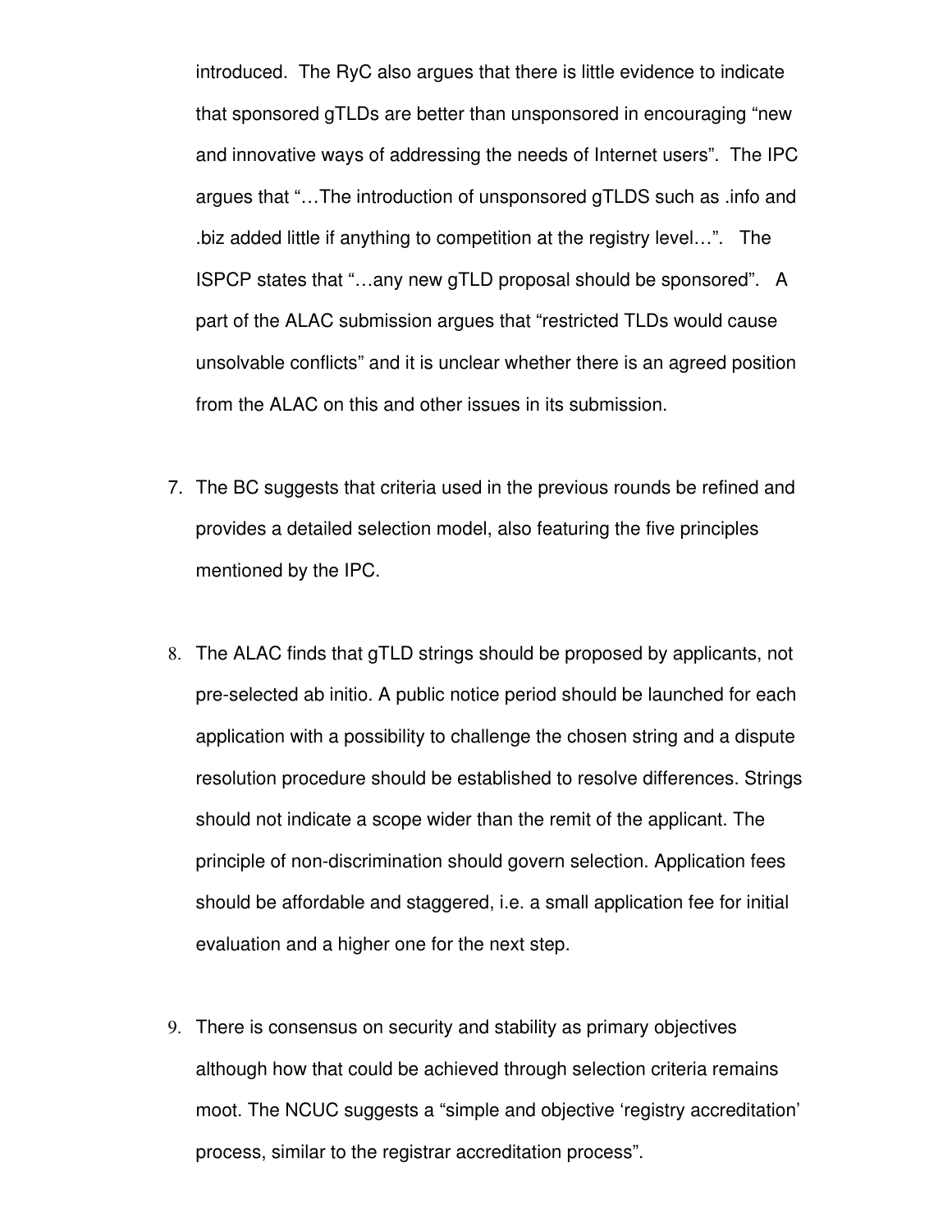introduced. The RyC also argues that there is little evidence to indicate that sponsored gTLDs are better than unsponsored in encouraging "new and innovative ways of addressing the needs of Internet users". The IPC argues that "…The introduction of unsponsored gTLDS such as .info and .biz added little if anything to competition at the registry level…". The ISPCP states that "…any new gTLD proposal should be sponsored". A part of the ALAC submission argues that "restricted TLDs would cause unsolvable conflicts" and it is unclear whether there is an agreed position from the ALAC on this and other issues in its submission.

7. The BC suggests that criteria used in the previous rounds be refined and provides a detailed selection model, also featuring the five principles mentioned by the IPC.

8. The ALAC finds that gTLD strings should be proposed by applicants, not pre-selected ab initio. A public notice period should be launched for each application with a possibility to challenge the chosen string and a dispute resolution procedure should be established to resolve differences. Strings should not indicate a scope wider than the remit of the applicant. The principle of non-discrimination should govern selection. Application fees should be affordable and staggered, i.e. a small application fee for initial evaluation and a higher one for the next step.

9. There is consensus on security and stability as primary objectives although how that could be achieved through selection criteria remains moot. The NCUC suggests a "simple and objective 'registry accreditation' process, similar to the registrar accreditation process".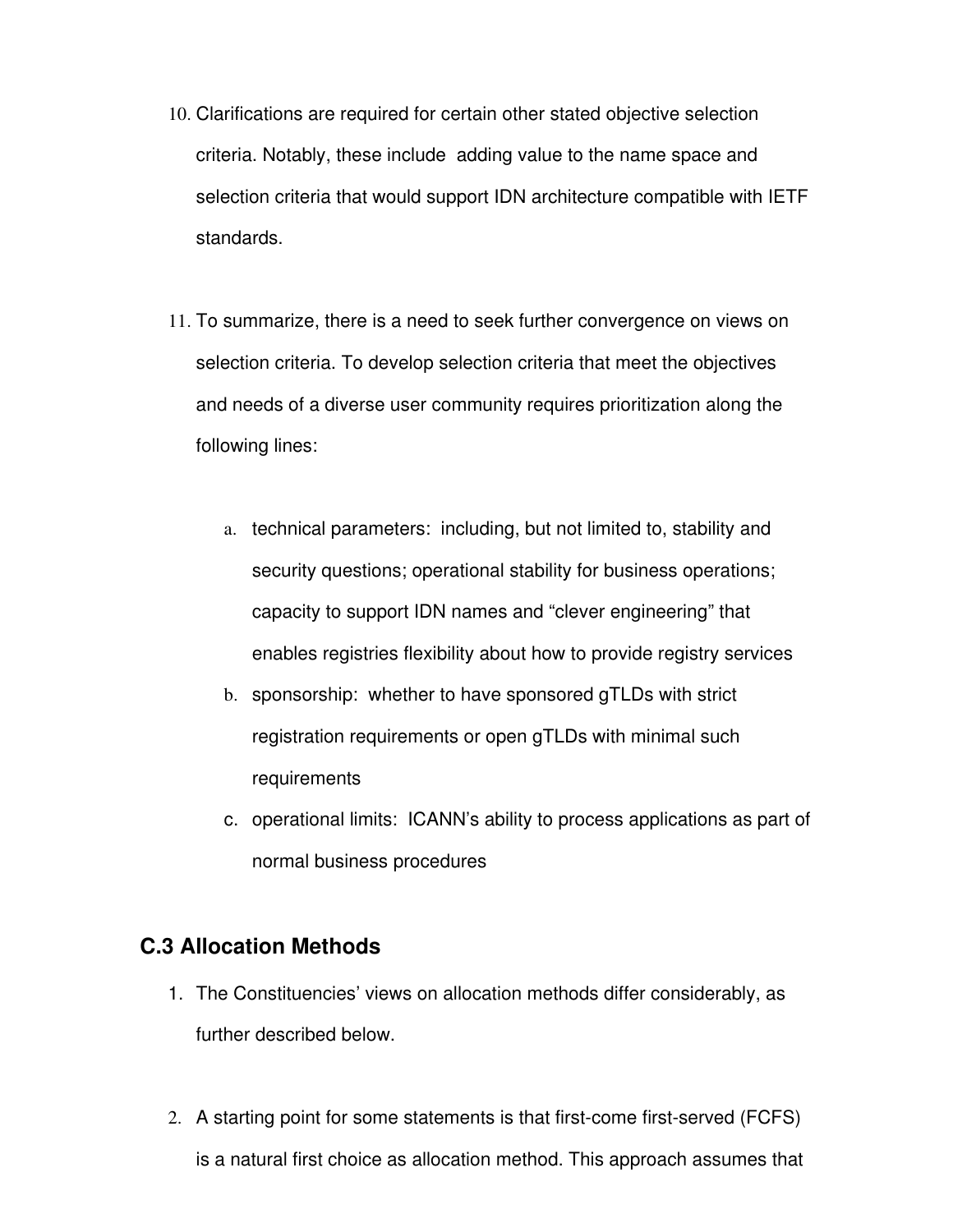10. Clarifications are required for certain other stated objective selection criteria. Notably, these include adding value to the name space and selection criteria that would support IDN architecture compatible with IETF standards.

11. To summarize, there is a need to seek further convergence on views on selection criteria. To develop selection criteria that meet the objectives and needs of a diverse user community requires prioritization along the following lines:

    a. technical parameters: including, but not limited to, stability and security questions; operational stability for business operations; capacity to support IDN names and "clever engineering" that enables registries flexibility about how to provide registry services
    b. sponsorship: whether to have sponsored gTLDs with strict registration requirements or open gTLDs with minimal such requirements
    c. operational limits: ICANN's ability to process applications as part of normal business procedures

## C.3 Allocation Methods

1. The Constituencies' views on allocation methods differ considerably, as further described below.

2. A starting point for some statements is that first-come first-served (FCFS) is a natural first choice as allocation method. This approach assumes that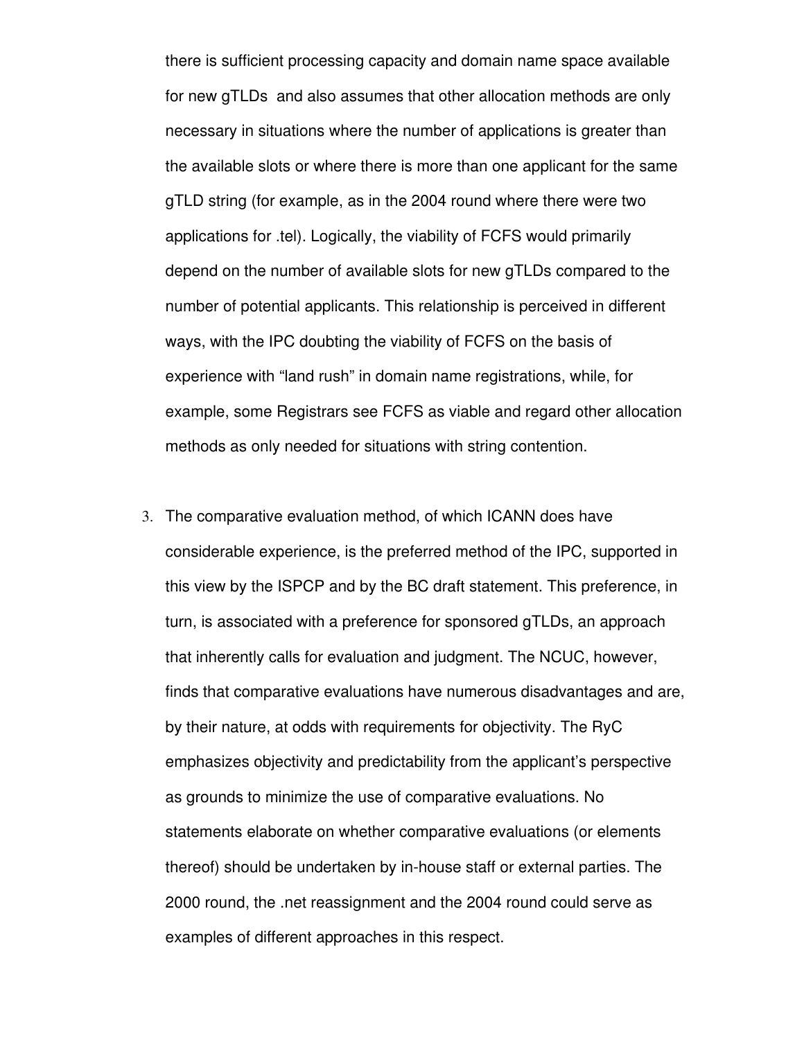there is sufficient processing capacity and domain name space available for new gTLDs and also assumes that other allocation methods are only necessary in situations where the number of applications is greater than the available slots or where there is more than one applicant for the same gTLD string (for example, as in the 2004 round where there were two applications for .tel). Logically, the viability of FCFS would primarily depend on the number of available slots for new gTLDs compared to the number of potential applicants. This relationship is perceived in different ways, with the IPC doubting the viability of FCFS on the basis of experience with "land rush" in domain name registrations, while, for example, some Registrars see FCFS as viable and regard other allocation methods as only needed for situations with string contention.

3. The comparative evaluation method, of which ICANN does have considerable experience, is the preferred method of the IPC, supported in this view by the ISPCP and by the BC draft statement. This preference, in turn, is associated with a preference for sponsored gTLDs, an approach that inherently calls for evaluation and judgment. The NCUC, however, finds that comparative evaluations have numerous disadvantages and are, by their nature, at odds with requirements for objectivity. The RyC emphasizes objectivity and predictability from the applicant's perspective as grounds to minimize the use of comparative evaluations. No statements elaborate on whether comparative evaluations (or elements thereof) should be undertaken by in-house staff or external parties. The 2000 round, the .net reassignment and the 2004 round could serve as examples of different approaches in this respect.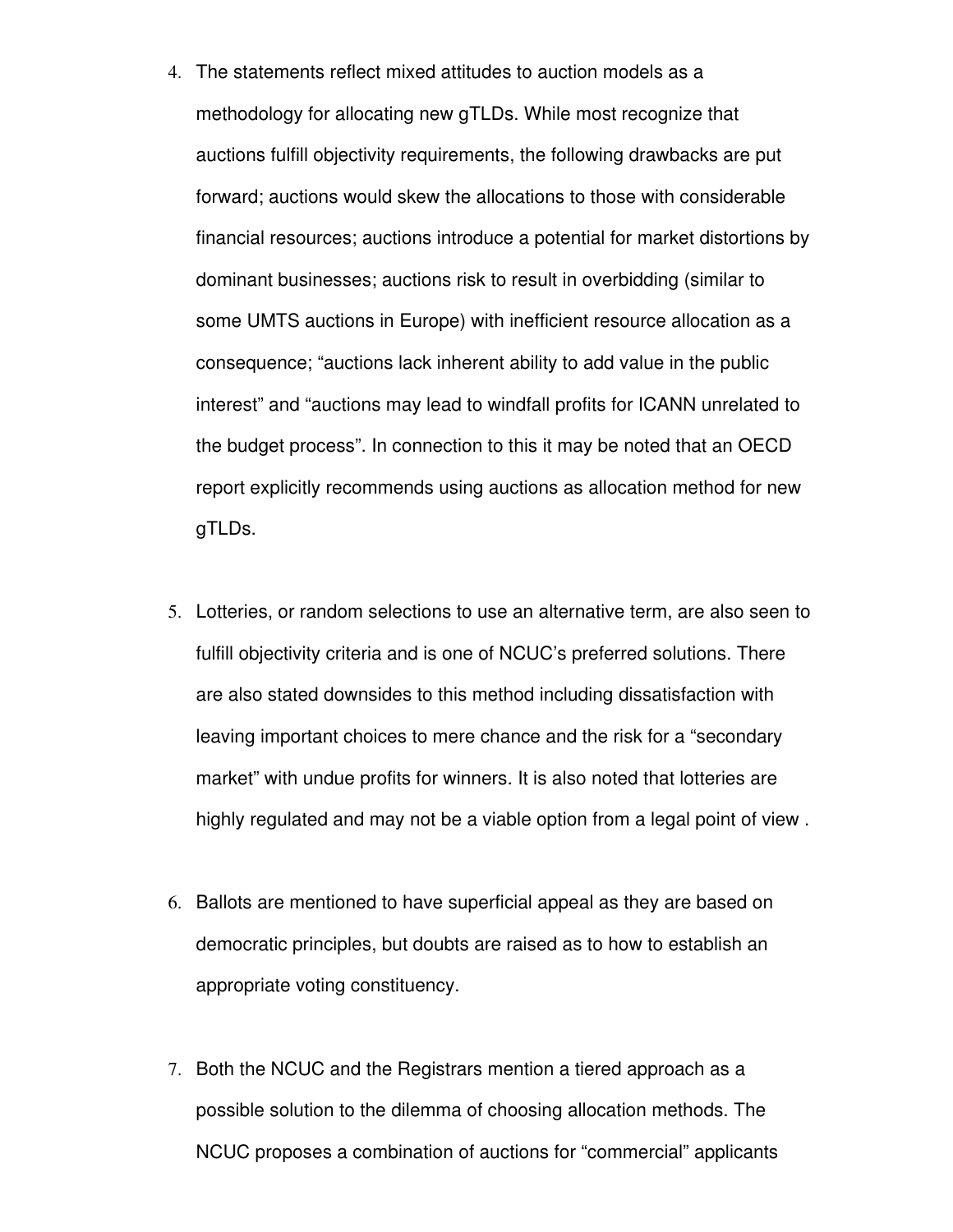4. The statements reflect mixed attitudes to auction models as a methodology for allocating new gTLDs. While most recognize that auctions fulfill objectivity requirements, the following drawbacks are put forward; auctions would skew the allocations to those with considerable financial resources; auctions introduce a potential for market distortions by dominant businesses; auctions risk to result in overbidding (similar to some UMTS auctions in Europe) with inefficient resource allocation as a consequence; “auctions lack inherent ability to add value in the public interest” and “auctions may lead to windfall profits for ICANN unrelated to the budget process”. In connection to this it may be noted that an OECD report explicitly recommends using auctions as allocation method for new gTLDs.

5. Lotteries, or random selections to use an alternative term, are also seen to fulfill objectivity criteria and is one of NCUC’s preferred solutions. There are also stated downsides to this method including dissatisfaction with leaving important choices to mere chance and the risk for a “secondary market” with undue profits for winners. It is also noted that lotteries are highly regulated and may not be a viable option from a legal point of view .

6. Ballots are mentioned to have superficial appeal as they are based on democratic principles, but doubts are raised as to how to establish an appropriate voting constituency.

7. Both the NCUC and the Registrars mention a tiered approach as a possible solution to the dilemma of choosing allocation methods. The NCUC proposes a combination of auctions for “commercial” applicants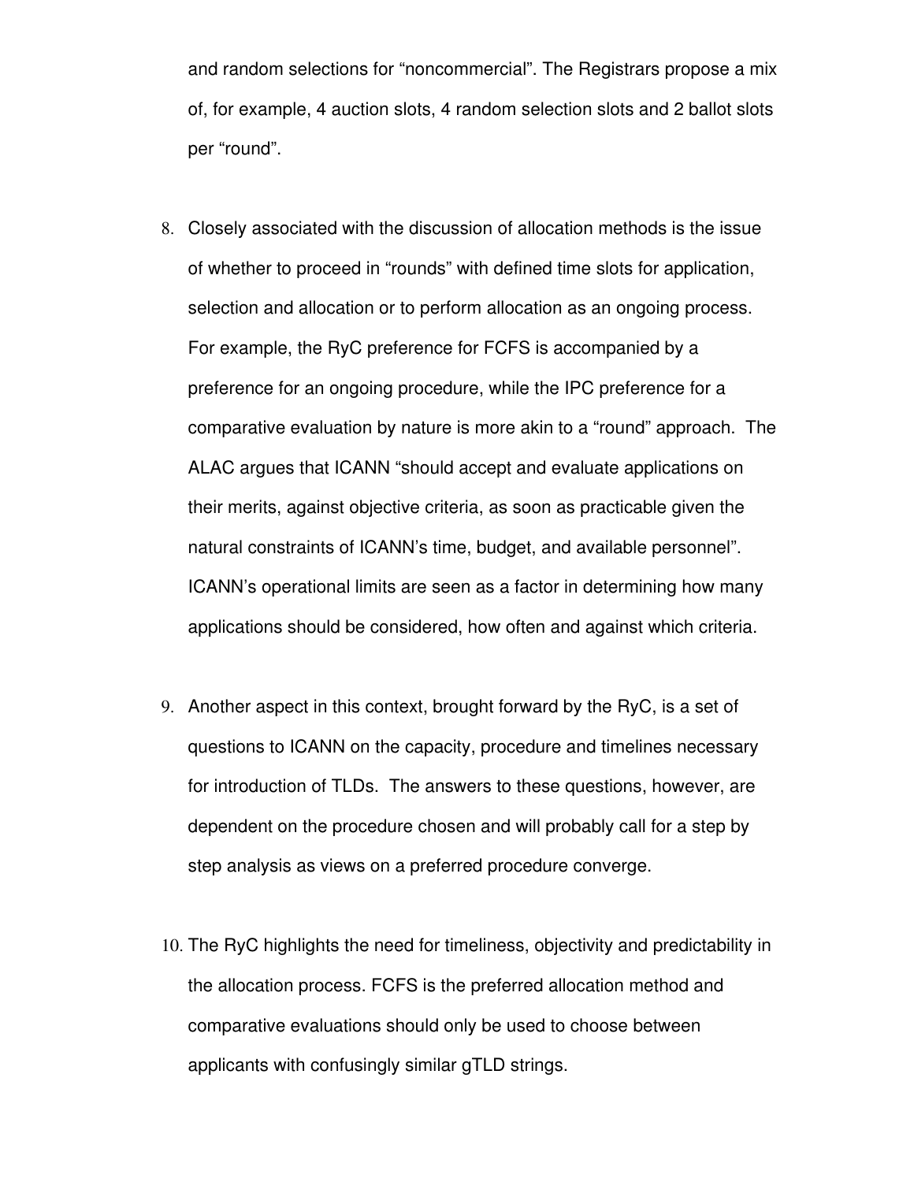and random selections for "noncommercial". The Registrars propose a mix of, for example, 4 auction slots, 4 random selection slots and 2 ballot slots per "round".

8. Closely associated with the discussion of allocation methods is the issue of whether to proceed in "rounds" with defined time slots for application, selection and allocation or to perform allocation as an ongoing process. For example, the RyC preference for FCFS is accompanied by a preference for an ongoing procedure, while the IPC preference for a comparative evaluation by nature is more akin to a "round" approach. The ALAC argues that ICANN "should accept and evaluate applications on their merits, against objective criteria, as soon as practicable given the natural constraints of ICANN's time, budget, and available personnel". ICANN's operational limits are seen as a factor in determining how many applications should be considered, how often and against which criteria.

9. Another aspect in this context, brought forward by the RyC, is a set of questions to ICANN on the capacity, procedure and timelines necessary for introduction of TLDs. The answers to these questions, however, are dependent on the procedure chosen and will probably call for a step by step analysis as views on a preferred procedure converge.

10. The RyC highlights the need for timeliness, objectivity and predictability in the allocation process. FCFS is the preferred allocation method and comparative evaluations should only be used to choose between applicants with confusingly similar gTLD strings.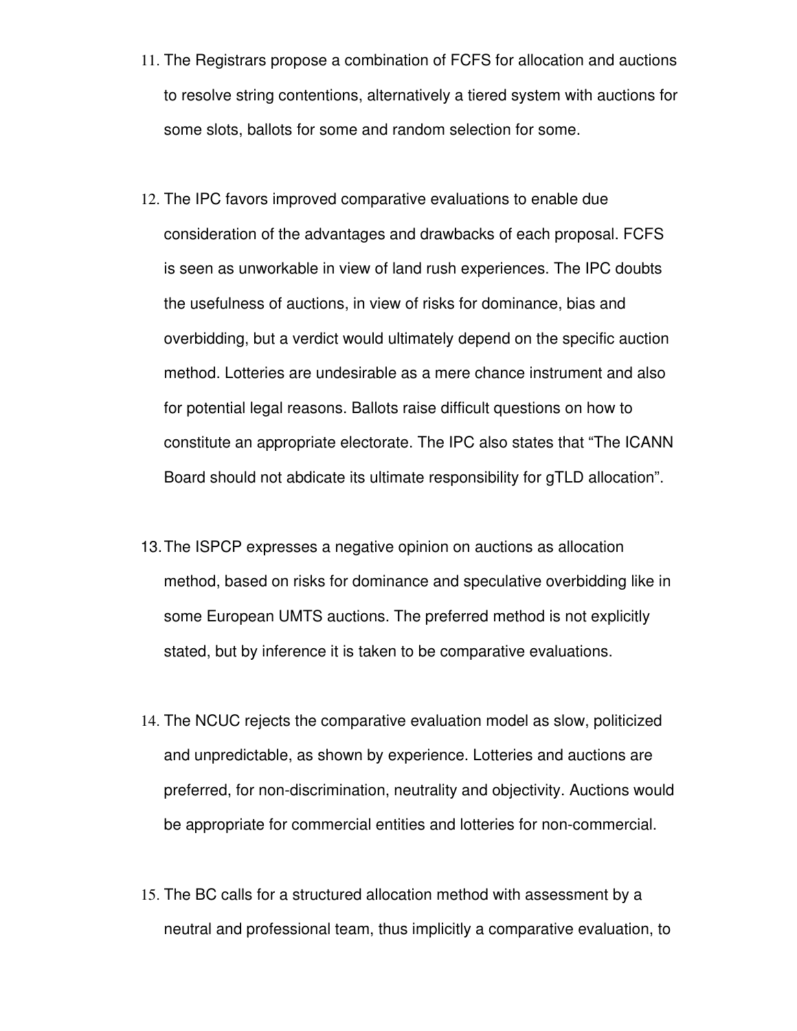11. The Registrars propose a combination of FCFS for allocation and auctions to resolve string contentions, alternatively a tiered system with auctions for some slots, ballots for some and random selection for some.

12. The IPC favors improved comparative evaluations to enable due consideration of the advantages and drawbacks of each proposal. FCFS is seen as unworkable in view of land rush experiences. The IPC doubts the usefulness of auctions, in view of risks for dominance, bias and overbidding, but a verdict would ultimately depend on the specific auction method. Lotteries are undesirable as a mere chance instrument and also for potential legal reasons. Ballots raise difficult questions on how to constitute an appropriate electorate. The IPC also states that "The ICANN Board should not abdicate its ultimate responsibility for gTLD allocation".

13. The ISPCP expresses a negative opinion on auctions as allocation method, based on risks for dominance and speculative overbidding like in some European UMTS auctions. The preferred method is not explicitly stated, but by inference it is taken to be comparative evaluations.

14. The NCUC rejects the comparative evaluation model as slow, politicized and unpredictable, as shown by experience. Lotteries and auctions are preferred, for non-discrimination, neutrality and objectivity. Auctions would be appropriate for commercial entities and lotteries for non-commercial.

15. The BC calls for a structured allocation method with assessment by a neutral and professional team, thus implicitly a comparative evaluation, to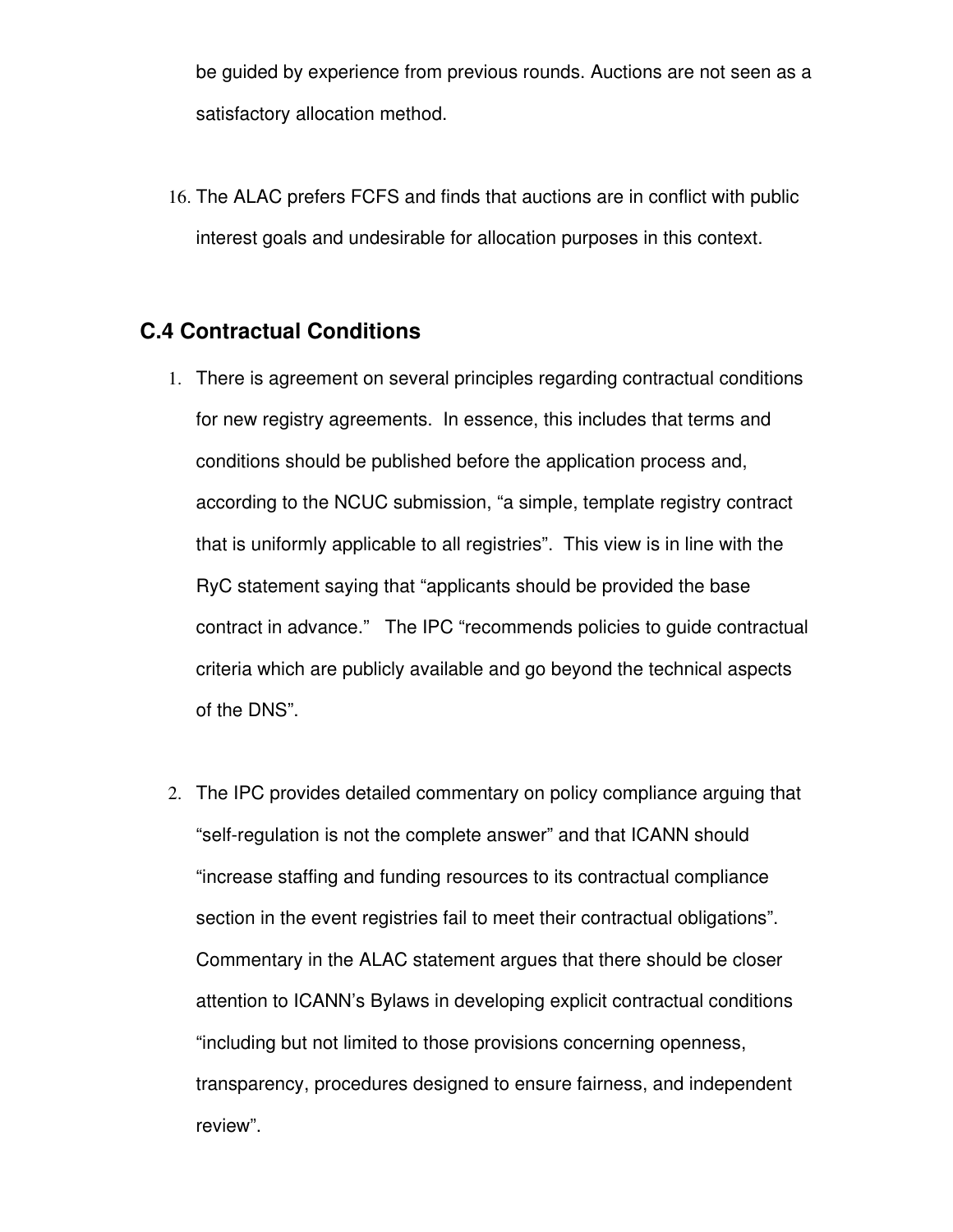be guided by experience from previous rounds. Auctions are not seen as a satisfactory allocation method.

16. The ALAC prefers FCFS and finds that auctions are in conflict with public interest goals and undesirable for allocation purposes in this context.

## C.4 Contractual Conditions

1. There is agreement on several principles regarding contractual conditions for new registry agreements. In essence, this includes that terms and conditions should be published before the application process and, according to the NCUC submission, “a simple, template registry contract that is uniformly applicable to all registries”. This view is in line with the RyC statement saying that “applicants should be provided the base contract in advance.” The IPC “recommends policies to guide contractual criteria which are publicly available and go beyond the technical aspects of the DNS”.

2. The IPC provides detailed commentary on policy compliance arguing that “self-regulation is not the complete answer” and that ICANN should “increase staffing and funding resources to its contractual compliance section in the event registries fail to meet their contractual obligations”. Commentary in the ALAC statement argues that there should be closer attention to ICANN’s Bylaws in developing explicit contractual conditions “including but not limited to those provisions concerning openness, transparency, procedures designed to ensure fairness, and independent review”.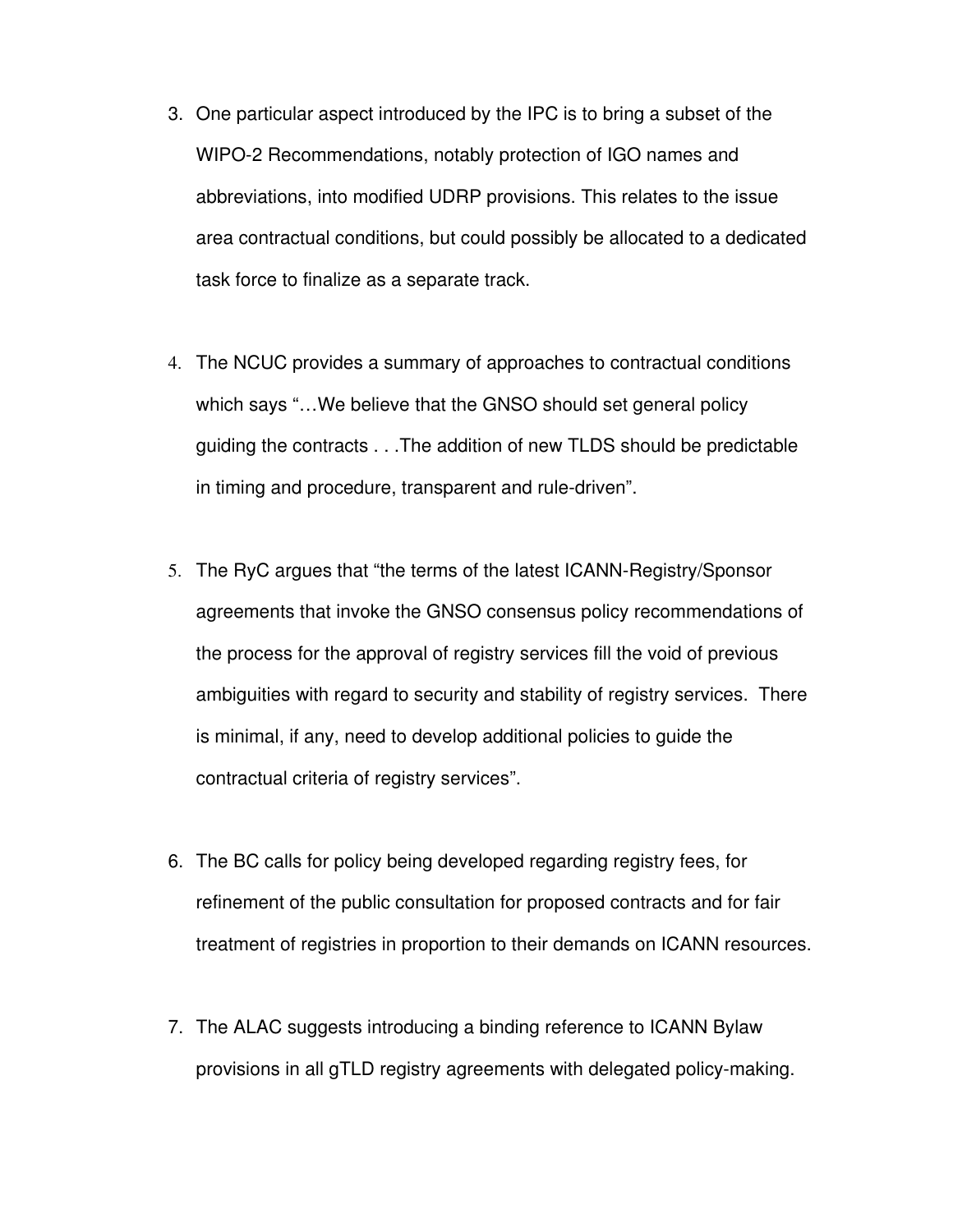3. One particular aspect introduced by the IPC is to bring a subset of the WIPO-2 Recommendations, notably protection of IGO names and abbreviations, into modified UDRP provisions. This relates to the issue area contractual conditions, but could possibly be allocated to a dedicated task force to finalize as a separate track.

4. The NCUC provides a summary of approaches to contractual conditions which says "…We believe that the GNSO should set general policy guiding the contracts . . .The addition of new TLDS should be predictable in timing and procedure, transparent and rule-driven".

5. The RyC argues that "the terms of the latest ICANN-Registry/Sponsor agreements that invoke the GNSO consensus policy recommendations of the process for the approval of registry services fill the void of previous ambiguities with regard to security and stability of registry services. There is minimal, if any, need to develop additional policies to guide the contractual criteria of registry services".

6. The BC calls for policy being developed regarding registry fees, for refinement of the public consultation for proposed contracts and for fair treatment of registries in proportion to their demands on ICANN resources.

7. The ALAC suggests introducing a binding reference to ICANN Bylaw provisions in all gTLD registry agreements with delegated policy-making.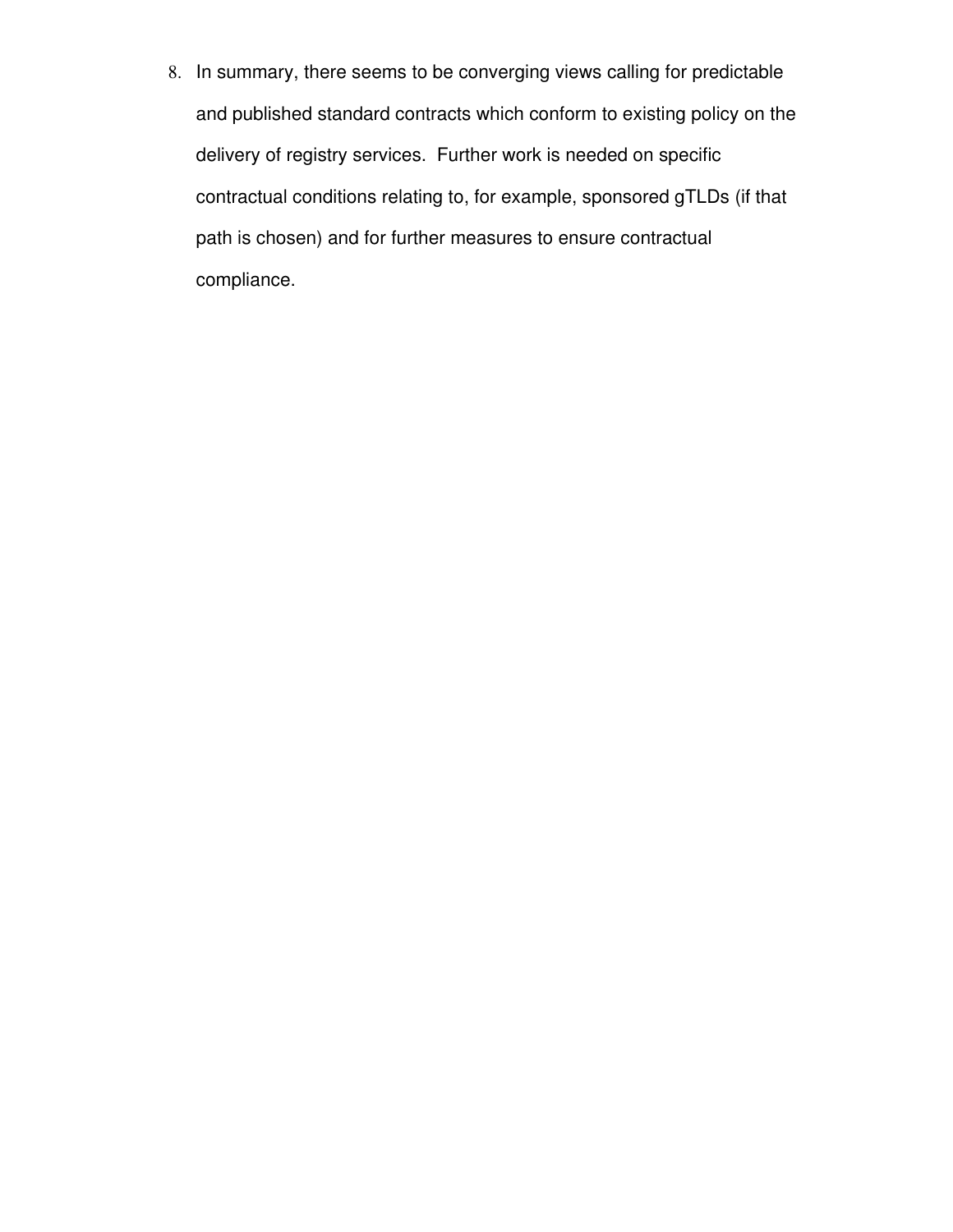8. In summary, there seems to be converging views calling for predictable and published standard contracts which conform to existing policy on the delivery of registry services. Further work is needed on specific contractual conditions relating to, for example, sponsored gTLDs (if that path is chosen) and for further measures to ensure contractual compliance.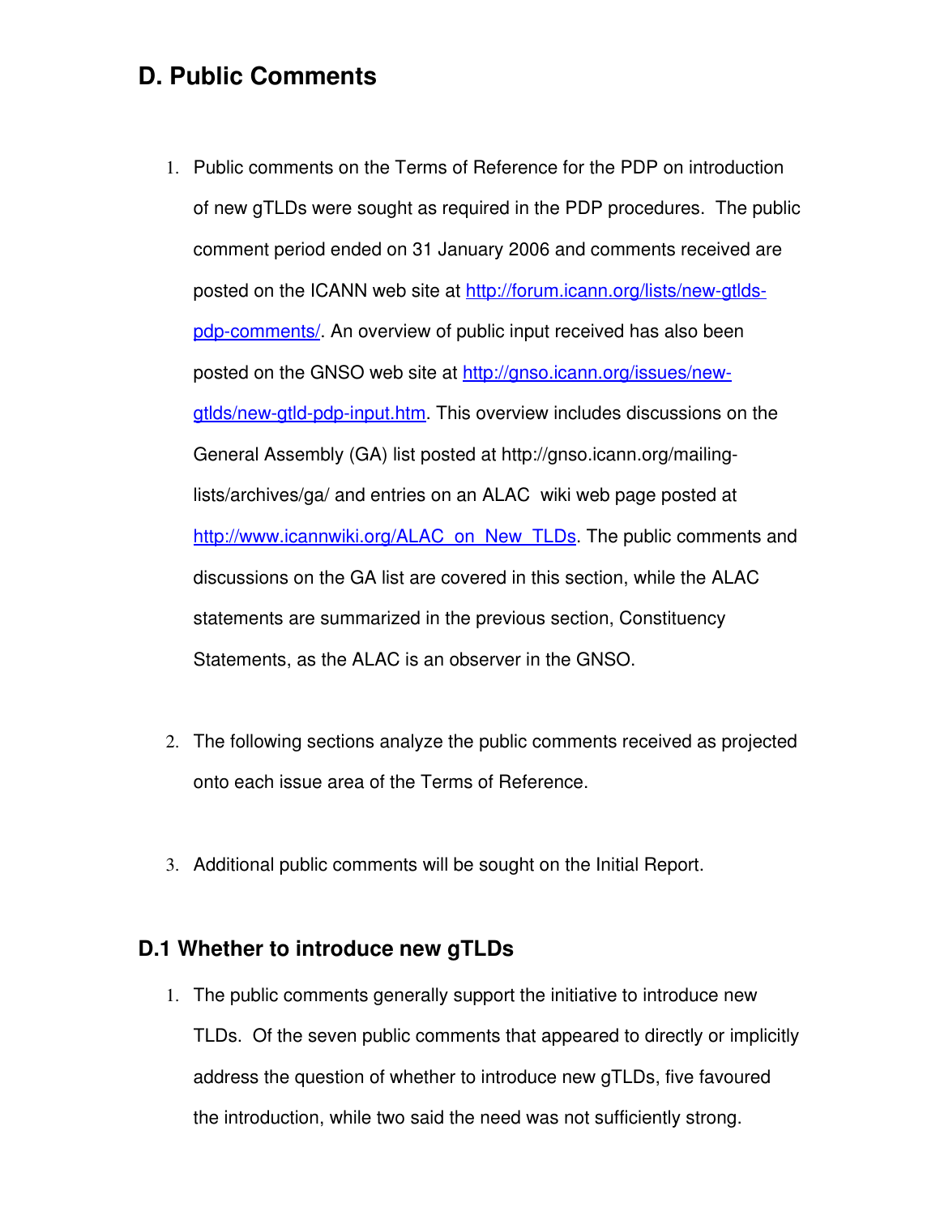## D. Public Comments

1. Public comments on the Terms of Reference for the PDP on introduction of new gTLDs were sought as required in the PDP procedures. The public comment period ended on 31 January 2006 and comments received are posted on the ICANN web site at [http://forum.icann.org/lists/new-gtlds-pdp-comments/](http://forum.icann.org/lists/new-gtlds-pdp-comments/). An overview of public input received has also been posted on the GNSO web site at [http://gnso.icann.org/issues/new-gtlds/new-gtld-pdp-input.htm](http://gnso.icann.org/issues/new-gtlds/new-gtld-pdp-input.htm). This overview includes discussions on the General Assembly (GA) list posted at http://gnso.icann.org/mailing-lists/archives/ga/ and entries on an ALAC wiki web page posted at [http://www.icannwiki.org/ALAC_on_New_TLDs](http://www.icannwiki.org/ALAC_on_New_TLDs). The public comments and discussions on the GA list are covered in this section, while the ALAC statements are summarized in the previous section, Constituency Statements, as the ALAC is an observer in the GNSO.

2. The following sections analyze the public comments received as projected onto each issue area of the Terms of Reference.

3. Additional public comments will be sought on the Initial Report.

### D.1 Whether to introduce new gTLDs

1. The public comments generally support the initiative to introduce new TLDs. Of the seven public comments that appeared to directly or implicitly address the question of whether to introduce new gTLDs, five favoured the introduction, while two said the need was not sufficiently strong.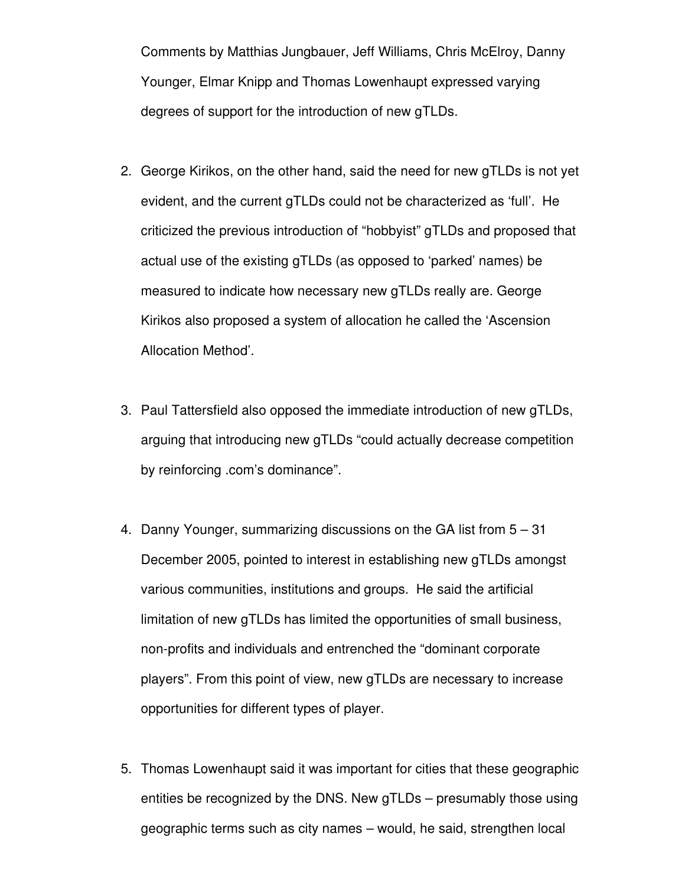Comments by Matthias Jungbauer, Jeff Williams, Chris McElroy, Danny Younger, Elmar Knipp and Thomas Lowenhaupt expressed varying degrees of support for the introduction of new gTLDs.

2. George Kirikos, on the other hand, said the need for new gTLDs is not yet evident, and the current gTLDs could not be characterized as 'full'. He criticized the previous introduction of "hobbyist" gTLDs and proposed that actual use of the existing gTLDs (as opposed to 'parked' names) be measured to indicate how necessary new gTLDs really are. George Kirikos also proposed a system of allocation he called the 'Ascension Allocation Method'.

3. Paul Tattersfield also opposed the immediate introduction of new gTLDs, arguing that introducing new gTLDs "could actually decrease competition by reinforcing .com's dominance".

4. Danny Younger, summarizing discussions on the GA list from 5 – 31 December 2005, pointed to interest in establishing new gTLDs amongst various communities, institutions and groups. He said the artificial limitation of new gTLDs has limited the opportunities of small business, non-profits and individuals and entrenched the "dominant corporate players". From this point of view, new gTLDs are necessary to increase opportunities for different types of player.

5. Thomas Lowenhaupt said it was important for cities that these geographic entities be recognized by the DNS. New gTLDs – presumably those using geographic terms such as city names – would, he said, strengthen local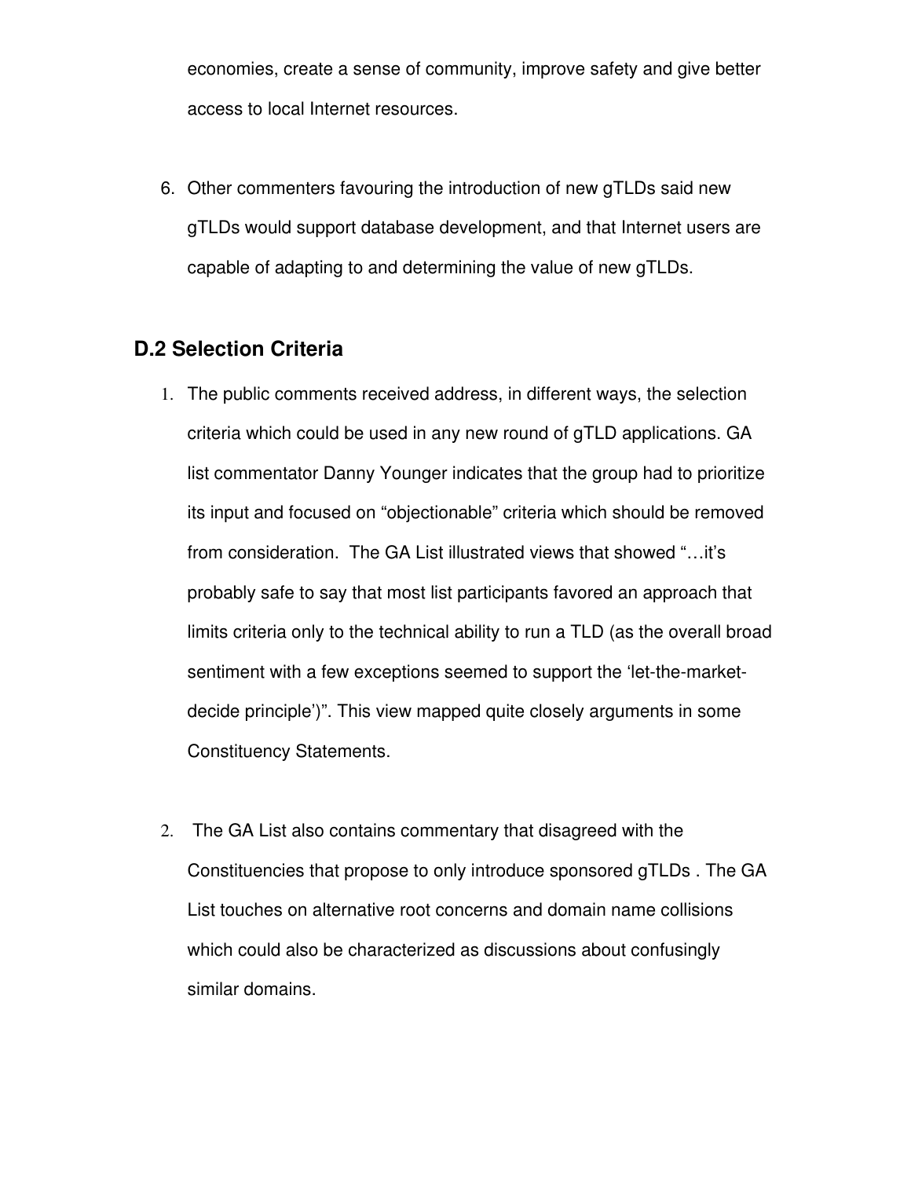economies, create a sense of community, improve safety and give better access to local Internet resources.

6. Other commenters favouring the introduction of new gTLDs said new gTLDs would support database development, and that Internet users are capable of adapting to and determining the value of new gTLDs.

## D.2 Selection Criteria

1. The public comments received address, in different ways, the selection criteria which could be used in any new round of gTLD applications. GA list commentator Danny Younger indicates that the group had to prioritize its input and focused on "objectionable" criteria which should be removed from consideration. The GA List illustrated views that showed "…it's probably safe to say that most list participants favored an approach that limits criteria only to the technical ability to run a TLD (as the overall broad sentiment with a few exceptions seemed to support the 'let-the-market-decide principle')". This view mapped quite closely arguments in some Constituency Statements.

2. The GA List also contains commentary that disagreed with the Constituencies that propose to only introduce sponsored gTLDs . The GA List touches on alternative root concerns and domain name collisions which could also be characterized as discussions about confusingly similar domains.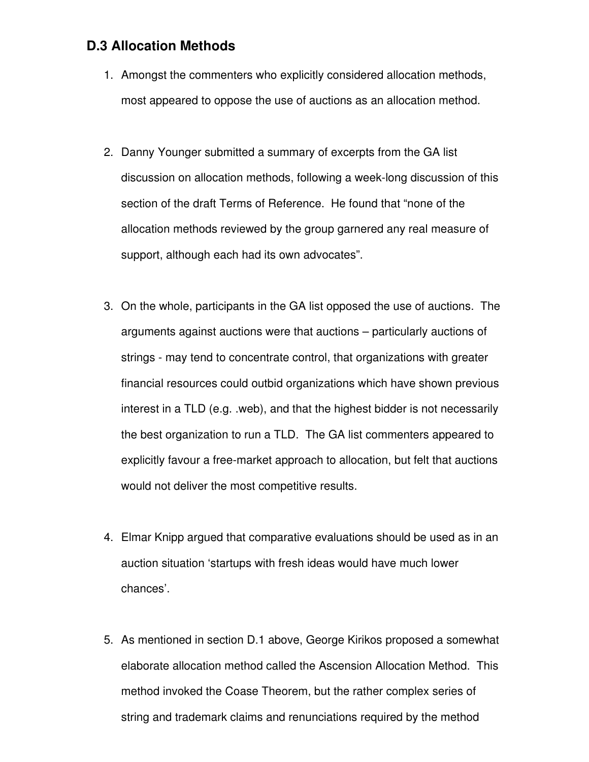### D.3 Allocation Methods

1. Amongst the commenters who explicitly considered allocation methods, most appeared to oppose the use of auctions as an allocation method.

2. Danny Younger submitted a summary of excerpts from the GA list discussion on allocation methods, following a week-long discussion of this section of the draft Terms of Reference. He found that "none of the allocation methods reviewed by the group garnered any real measure of support, although each had its own advocates".

3. On the whole, participants in the GA list opposed the use of auctions. The arguments against auctions were that auctions – particularly auctions of strings - may tend to concentrate control, that organizations with greater financial resources could outbid organizations which have shown previous interest in a TLD (e.g. .web), and that the highest bidder is not necessarily the best organization to run a TLD. The GA list commenters appeared to explicitly favour a free-market approach to allocation, but felt that auctions would not deliver the most competitive results.

4. Elmar Knipp argued that comparative evaluations should be used as in an auction situation 'startups with fresh ideas would have much lower chances'.

5. As mentioned in section D.1 above, George Kirikos proposed a somewhat elaborate allocation method called the Ascension Allocation Method. This method invoked the Coase Theorem, but the rather complex series of string and trademark claims and renunciations required by the method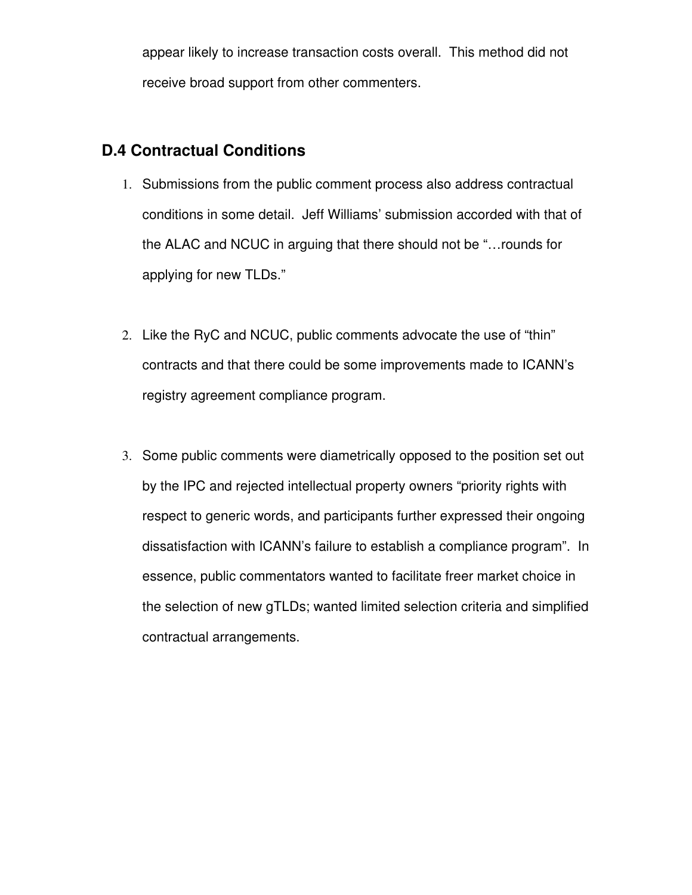appear likely to increase transaction costs overall.  This method did not receive broad support from other commenters.

## D.4 Contractual Conditions

1. Submissions from the public comment process also address contractual conditions in some detail.  Jeff Williams' submission accorded with that of the ALAC and NCUC in arguing that there should not be "…rounds for applying for new TLDs."

2. Like the RyC and NCUC, public comments advocate the use of "thin" contracts and that there could be some improvements made to ICANN's registry agreement compliance program.

3. Some public comments were diametrically opposed to the position set out by the IPC and rejected intellectual property owners "priority rights with respect to generic words, and participants further expressed their ongoing dissatisfaction with ICANN's failure to establish a compliance program".  In essence, public commentators wanted to facilitate freer market choice in the selection of new gTLDs; wanted limited selection criteria and simplified contractual arrangements.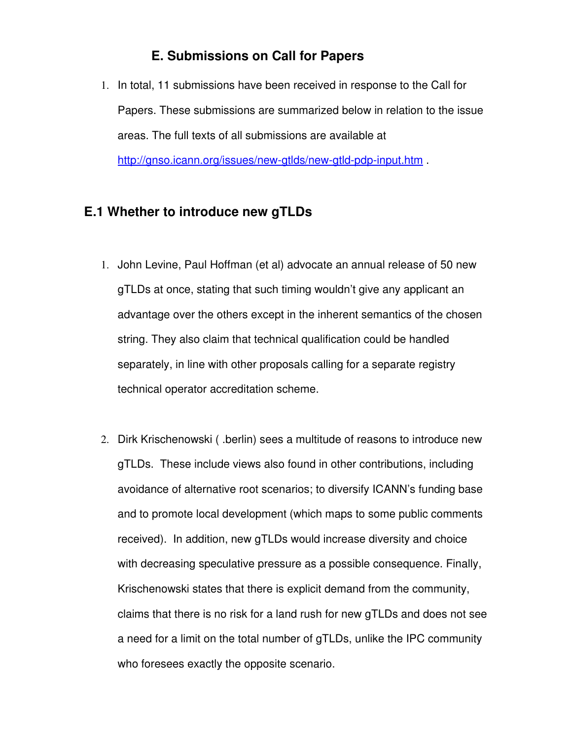### E. Submissions on Call for Papers

1. In total, 11 submissions have been received in response to the Call for Papers. These submissions are summarized below in relation to the issue areas. The full texts of all submissions are available at http://gnso.icann.org/issues/new-gtlds/new-gtld-pdp-input.htm .

## E.1 Whether to introduce new gTLDs

1. John Levine, Paul Hoffman (et al) advocate an annual release of 50 new gTLDs at once, stating that such timing wouldn't give any applicant an advantage over the others except in the inherent semantics of the chosen string. They also claim that technical qualification could be handled separately, in line with other proposals calling for a separate registry technical operator accreditation scheme.

2. Dirk Krischenowski ( .berlin) sees a multitude of reasons to introduce new gTLDs. These include views also found in other contributions, including avoidance of alternative root scenarios; to diversify ICANN's funding base and to promote local development (which maps to some public comments received). In addition, new gTLDs would increase diversity and choice with decreasing speculative pressure as a possible consequence. Finally, Krischenowski states that there is explicit demand from the community, claims that there is no risk for a land rush for new gTLDs and does not see a need for a limit on the total number of gTLDs, unlike the IPC community who foresees exactly the opposite scenario.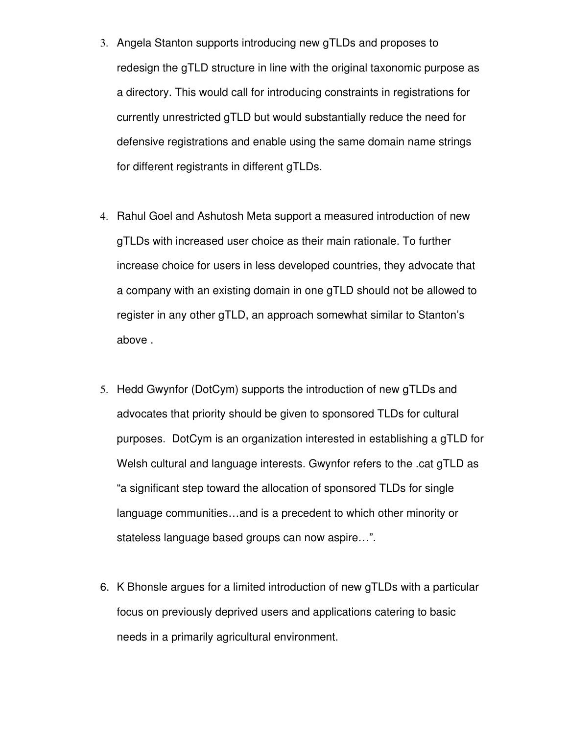3. Angela Stanton supports introducing new gTLDs and proposes to redesign the gTLD structure in line with the original taxonomic purpose as a directory. This would call for introducing constraints in registrations for currently unrestricted gTLD but would substantially reduce the need for defensive registrations and enable using the same domain name strings for different registrants in different gTLDs.

4. Rahul Goel and Ashutosh Meta support a measured introduction of new gTLDs with increased user choice as their main rationale. To further increase choice for users in less developed countries, they advocate that a company with an existing domain in one gTLD should not be allowed to register in any other gTLD, an approach somewhat similar to Stanton's above .

5. Hedd Gwynfor (DotCym) supports the introduction of new gTLDs and advocates that priority should be given to sponsored TLDs for cultural purposes. DotCym is an organization interested in establishing a gTLD for Welsh cultural and language interests. Gwynfor refers to the .cat gTLD as "a significant step toward the allocation of sponsored TLDs for single language communities…and is a precedent to which other minority or stateless language based groups can now aspire…".

6. K Bhonsle argues for a limited introduction of new gTLDs with a particular focus on previously deprived users and applications catering to basic needs in a primarily agricultural environment.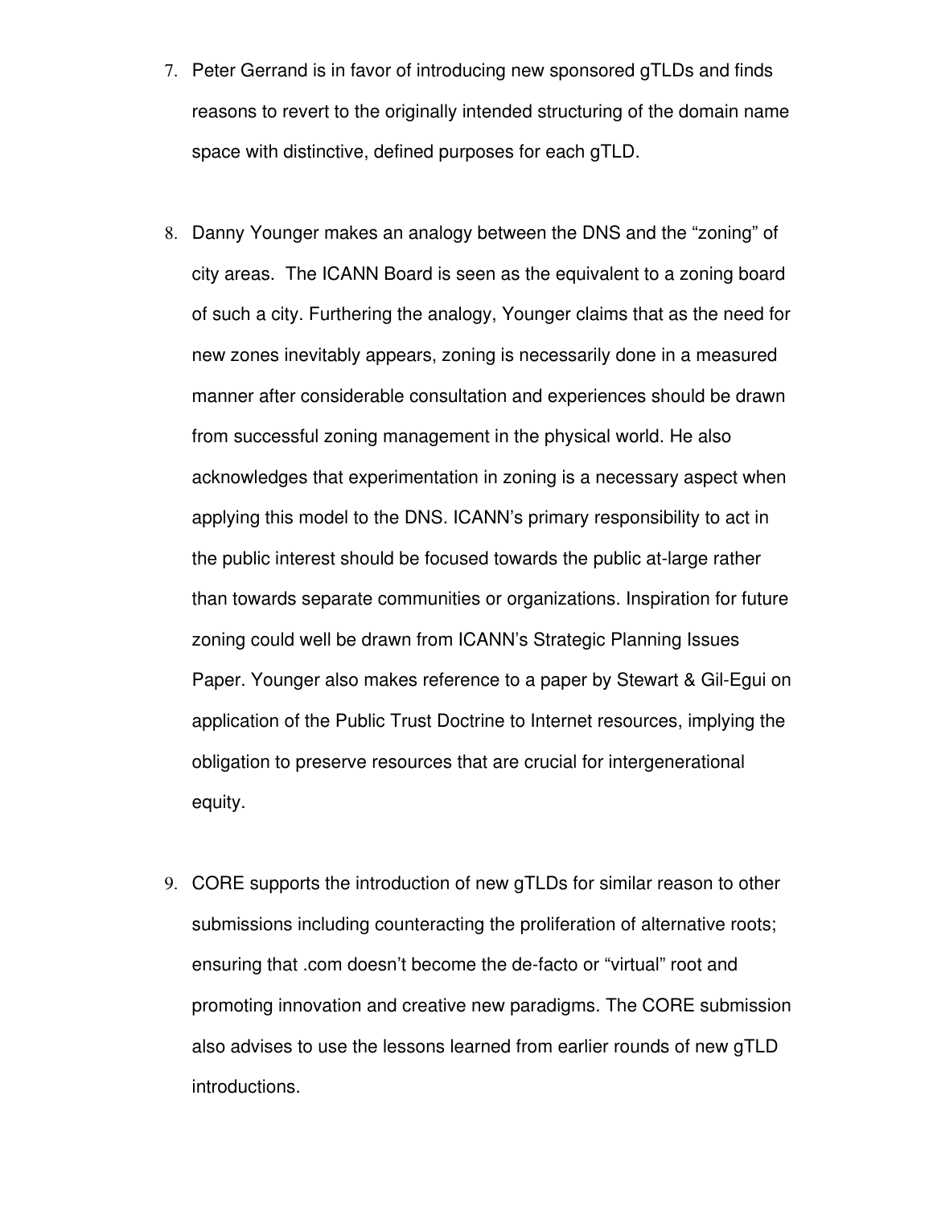7. Peter Gerrand is in favor of introducing new sponsored gTLDs and finds reasons to revert to the originally intended structuring of the domain name space with distinctive, defined purposes for each gTLD.

8. Danny Younger makes an analogy between the DNS and the "zoning" of city areas. The ICANN Board is seen as the equivalent to a zoning board of such a city. Furthering the analogy, Younger claims that as the need for new zones inevitably appears, zoning is necessarily done in a measured manner after considerable consultation and experiences should be drawn from successful zoning management in the physical world. He also acknowledges that experimentation in zoning is a necessary aspect when applying this model to the DNS. ICANN's primary responsibility to act in the public interest should be focused towards the public at-large rather than towards separate communities or organizations. Inspiration for future zoning could well be drawn from ICANN's Strategic Planning Issues Paper. Younger also makes reference to a paper by Stewart & Gil-Egui on application of the Public Trust Doctrine to Internet resources, implying the obligation to preserve resources that are crucial for intergenerational equity.

9. CORE supports the introduction of new gTLDs for similar reason to other submissions including counteracting the proliferation of alternative roots; ensuring that .com doesn't become the de-facto or "virtual" root and promoting innovation and creative new paradigms. The CORE submission also advises to use the lessons learned from earlier rounds of new gTLD introductions.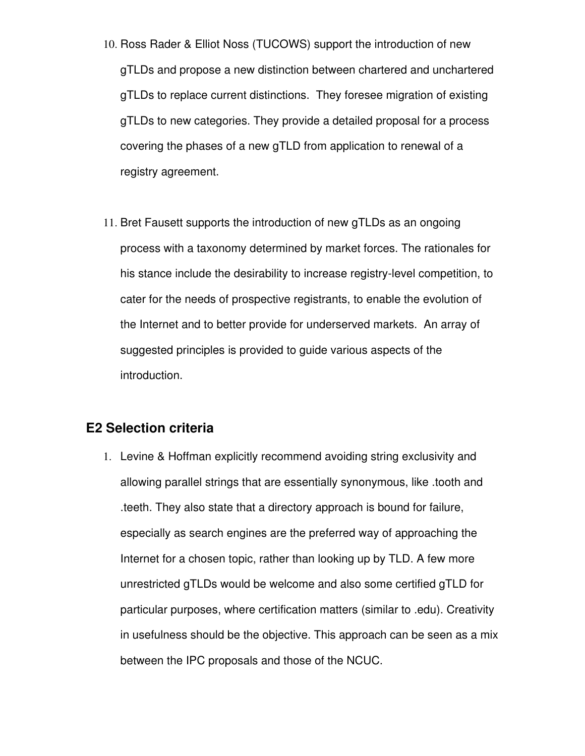10. Ross Rader & Elliot Noss (TUCOWS) support the introduction of new gTLDs and propose a new distinction between chartered and unchartered gTLDs to replace current distinctions. They foresee migration of existing gTLDs to new categories. They provide a detailed proposal for a process covering the phases of a new gTLD from application to renewal of a registry agreement.

11. Bret Fausett supports the introduction of new gTLDs as an ongoing process with a taxonomy determined by market forces. The rationales for his stance include the desirability to increase registry-level competition, to cater for the needs of prospective registrants, to enable the evolution of the Internet and to better provide for underserved markets. An array of suggested principles is provided to guide various aspects of the introduction.

## E2 Selection criteria

1. Levine & Hoffman explicitly recommend avoiding string exclusivity and allowing parallel strings that are essentially synonymous, like .tooth and .teeth. They also state that a directory approach is bound for failure, especially as search engines are the preferred way of approaching the Internet for a chosen topic, rather than looking up by TLD. A few more unrestricted gTLDs would be welcome and also some certified gTLD for particular purposes, where certification matters (similar to .edu). Creativity in usefulness should be the objective. This approach can be seen as a mix between the IPC proposals and those of the NCUC.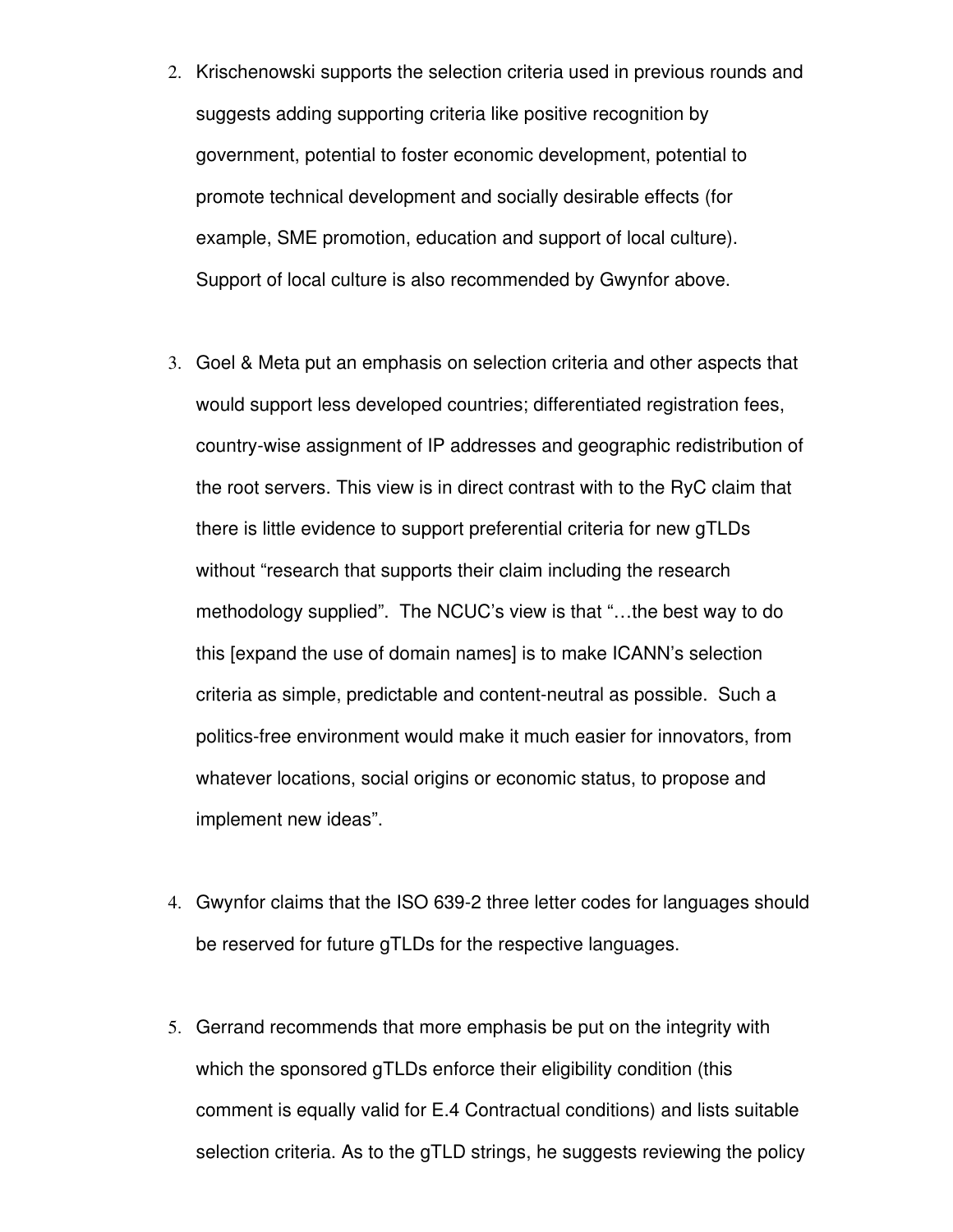2. Krischenowski supports the selection criteria used in previous rounds and suggests adding supporting criteria like positive recognition by government, potential to foster economic development, potential to promote technical development and socially desirable effects (for example, SME promotion, education and support of local culture). Support of local culture is also recommended by Gwynfor above.

3. Goel & Meta put an emphasis on selection criteria and other aspects that would support less developed countries; differentiated registration fees, country-wise assignment of IP addresses and geographic redistribution of the root servers. This view is in direct contrast with to the RyC claim that there is little evidence to support preferential criteria for new gTLDs without "research that supports their claim including the research methodology supplied". The NCUC's view is that "…the best way to do this [expand the use of domain names] is to make ICANN's selection criteria as simple, predictable and content-neutral as possible. Such a politics-free environment would make it much easier for innovators, from whatever locations, social origins or economic status, to propose and implement new ideas".

4. Gwynfor claims that the ISO 639-2 three letter codes for languages should be reserved for future gTLDs for the respective languages.

5. Gerrand recommends that more emphasis be put on the integrity with which the sponsored gTLDs enforce their eligibility condition (this comment is equally valid for E.4 Contractual conditions) and lists suitable selection criteria. As to the gTLD strings, he suggests reviewing the policy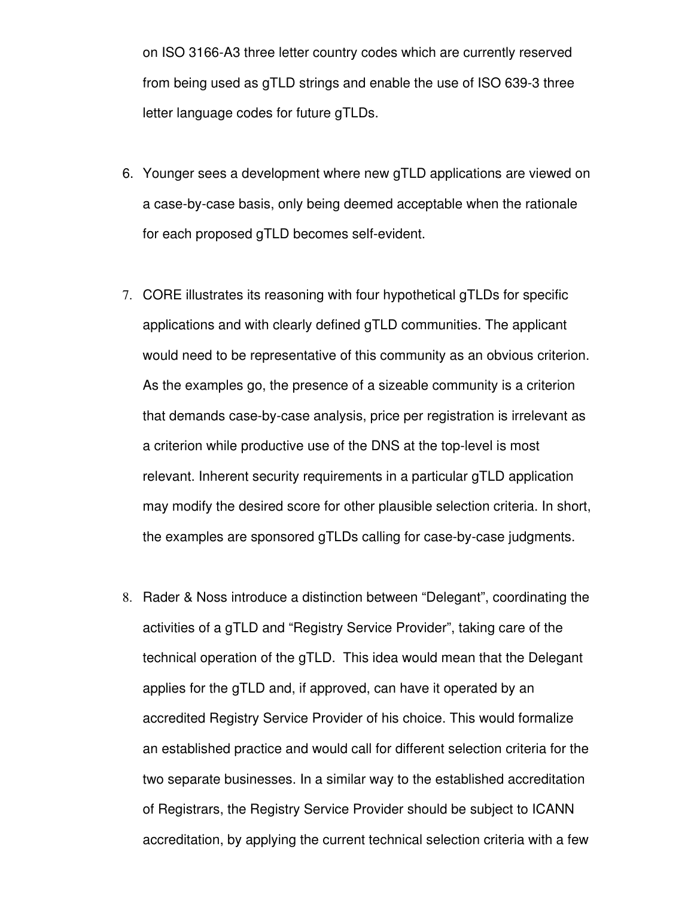on ISO 3166-A3 three letter country codes which are currently reserved from being used as gTLD strings and enable the use of ISO 639-3 three letter language codes for future gTLDs.

6. Younger sees a development where new gTLD applications are viewed on a case-by-case basis, only being deemed acceptable when the rationale for each proposed gTLD becomes self-evident.

7. CORE illustrates its reasoning with four hypothetical gTLDs for specific applications and with clearly defined gTLD communities. The applicant would need to be representative of this community as an obvious criterion. As the examples go, the presence of a sizeable community is a criterion that demands case-by-case analysis, price per registration is irrelevant as a criterion while productive use of the DNS at the top-level is most relevant. Inherent security requirements in a particular gTLD application may modify the desired score for other plausible selection criteria. In short, the examples are sponsored gTLDs calling for case-by-case judgments.

8. Rader & Noss introduce a distinction between "Delegant", coordinating the activities of a gTLD and "Registry Service Provider", taking care of the technical operation of the gTLD. This idea would mean that the Delegant applies for the gTLD and, if approved, can have it operated by an accredited Registry Service Provider of his choice. This would formalize an established practice and would call for different selection criteria for the two separate businesses. In a similar way to the established accreditation of Registrars, the Registry Service Provider should be subject to ICANN accreditation, by applying the current technical selection criteria with a few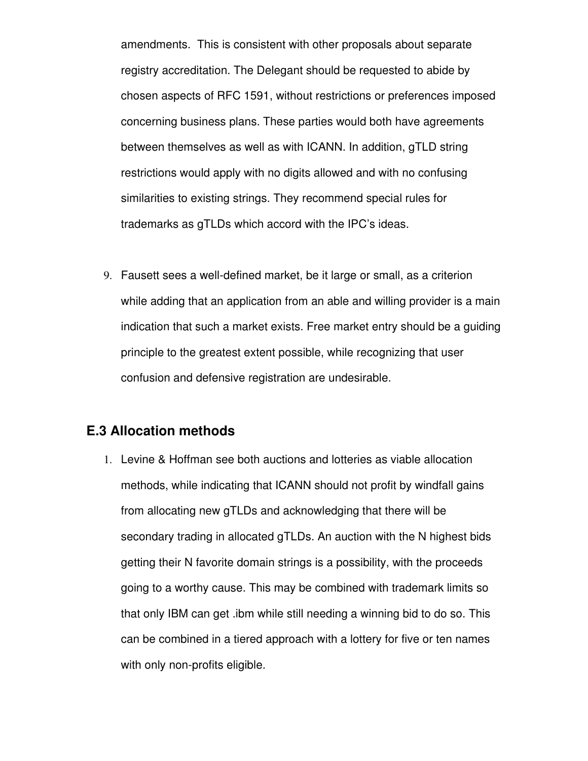amendments. This is consistent with other proposals about separate registry accreditation. The Delegant should be requested to abide by chosen aspects of RFC 1591, without restrictions or preferences imposed concerning business plans. These parties would both have agreements between themselves as well as with ICANN. In addition, gTLD string restrictions would apply with no digits allowed and with no confusing similarities to existing strings. They recommend special rules for trademarks as gTLDs which accord with the IPC's ideas.

9. Fausett sees a well-defined market, be it large or small, as a criterion while adding that an application from an able and willing provider is a main indication that such a market exists. Free market entry should be a guiding principle to the greatest extent possible, while recognizing that user confusion and defensive registration are undesirable.

### E.3 Allocation methods

1. Levine & Hoffman see both auctions and lotteries as viable allocation methods, while indicating that ICANN should not profit by windfall gains from allocating new gTLDs and acknowledging that there will be secondary trading in allocated gTLDs. An auction with the N highest bids getting their N favorite domain strings is a possibility, with the proceeds going to a worthy cause. This may be combined with trademark limits so that only IBM can get .ibm while still needing a winning bid to do so. This can be combined in a tiered approach with a lottery for five or ten names with only non-profits eligible.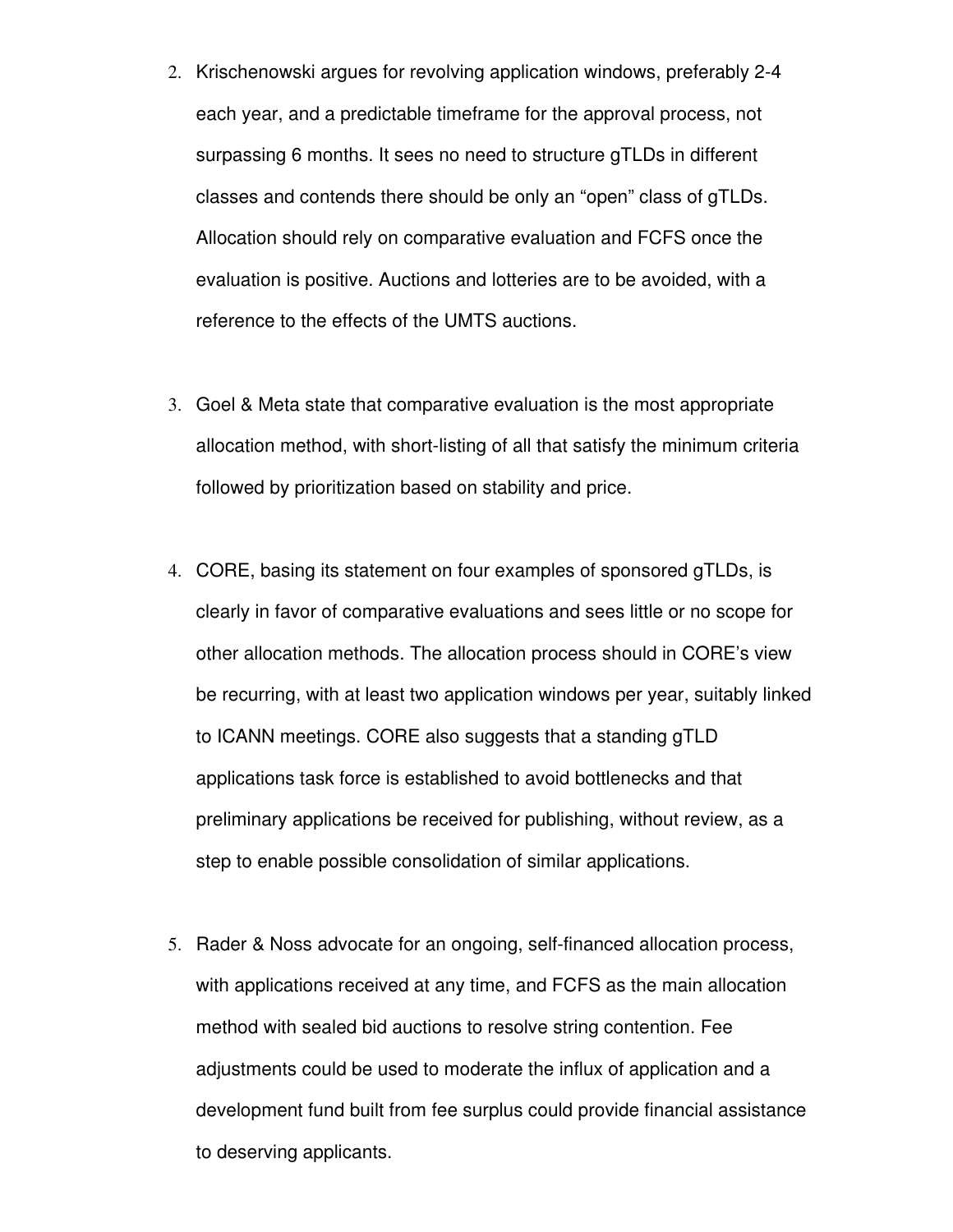2. Krischenowski argues for revolving application windows, preferably 2-4 each year, and a predictable timeframe for the approval process, not surpassing 6 months. It sees no need to structure gTLDs in different classes and contends there should be only an “open” class of gTLDs. Allocation should rely on comparative evaluation and FCFS once the evaluation is positive. Auctions and lotteries are to be avoided, with a reference to the effects of the UMTS auctions.

3. Goel & Meta state that comparative evaluation is the most appropriate allocation method, with short-listing of all that satisfy the minimum criteria followed by prioritization based on stability and price.

4. CORE, basing its statement on four examples of sponsored gTLDs, is clearly in favor of comparative evaluations and sees little or no scope for other allocation methods. The allocation process should in CORE’s view be recurring, with at least two application windows per year, suitably linked to ICANN meetings. CORE also suggests that a standing gTLD applications task force is established to avoid bottlenecks and that preliminary applications be received for publishing, without review, as a step to enable possible consolidation of similar applications.

5. Rader & Noss advocate for an ongoing, self-financed allocation process, with applications received at any time, and FCFS as the main allocation method with sealed bid auctions to resolve string contention. Fee adjustments could be used to moderate the influx of application and a development fund built from fee surplus could provide financial assistance to deserving applicants.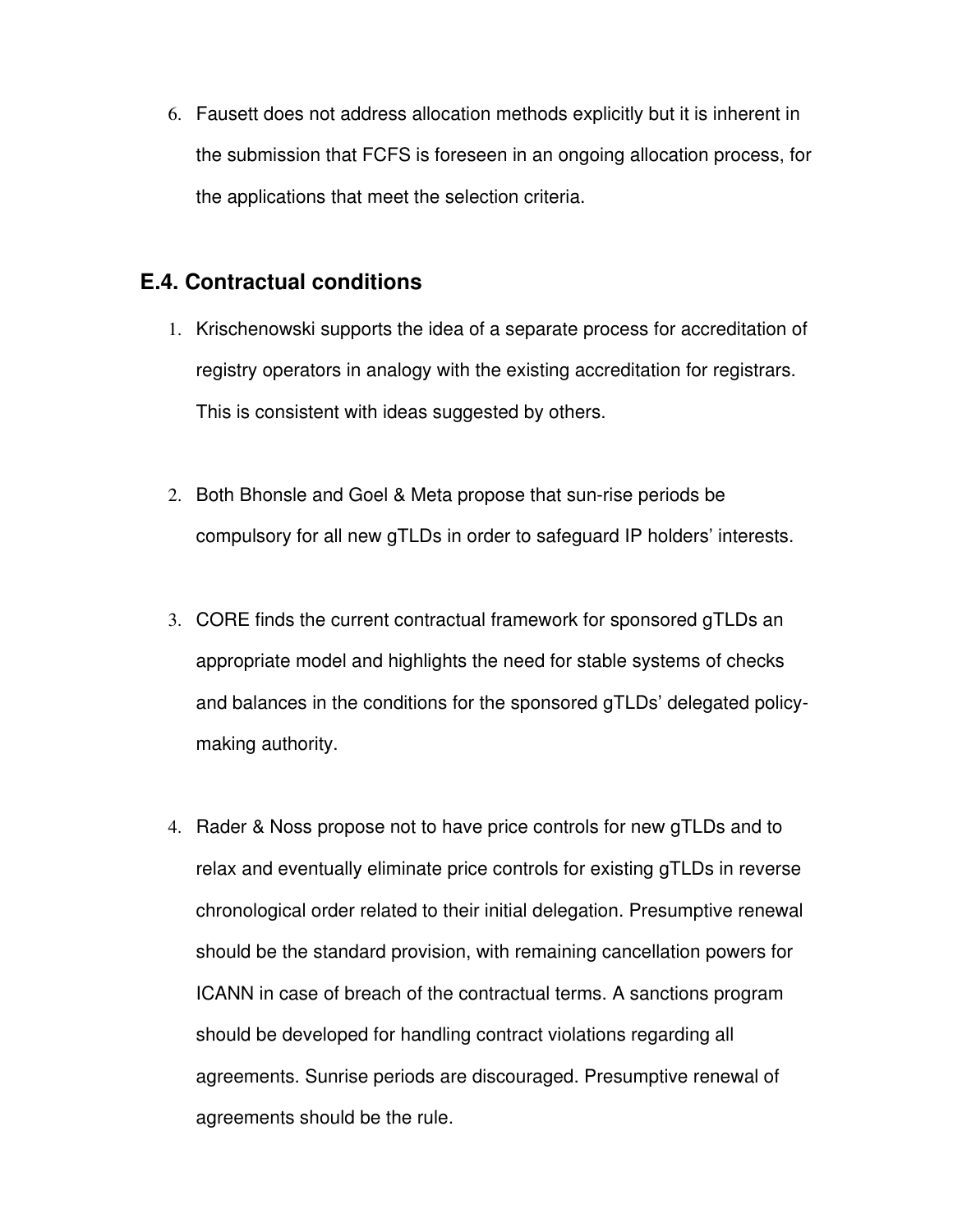6. Fausett does not address allocation methods explicitly but it is inherent in the submission that FCFS is foreseen in an ongoing allocation process, for the applications that meet the selection criteria.

## E.4. Contractual conditions

1. Krischenowski supports the idea of a separate process for accreditation of registry operators in analogy with the existing accreditation for registrars. This is consistent with ideas suggested by others.

2. Both Bhonsle and Goel & Meta propose that sun-rise periods be compulsory for all new gTLDs in order to safeguard IP holders' interests.

3. CORE finds the current contractual framework for sponsored gTLDs an appropriate model and highlights the need for stable systems of checks and balances in the conditions for the sponsored gTLDs' delegated policy-making authority.

4. Rader & Noss propose not to have price controls for new gTLDs and to relax and eventually eliminate price controls for existing gTLDs in reverse chronological order related to their initial delegation. Presumptive renewal should be the standard provision, with remaining cancellation powers for ICANN in case of breach of the contractual terms. A sanctions program should be developed for handling contract violations regarding all agreements. Sunrise periods are discouraged. Presumptive renewal of agreements should be the rule.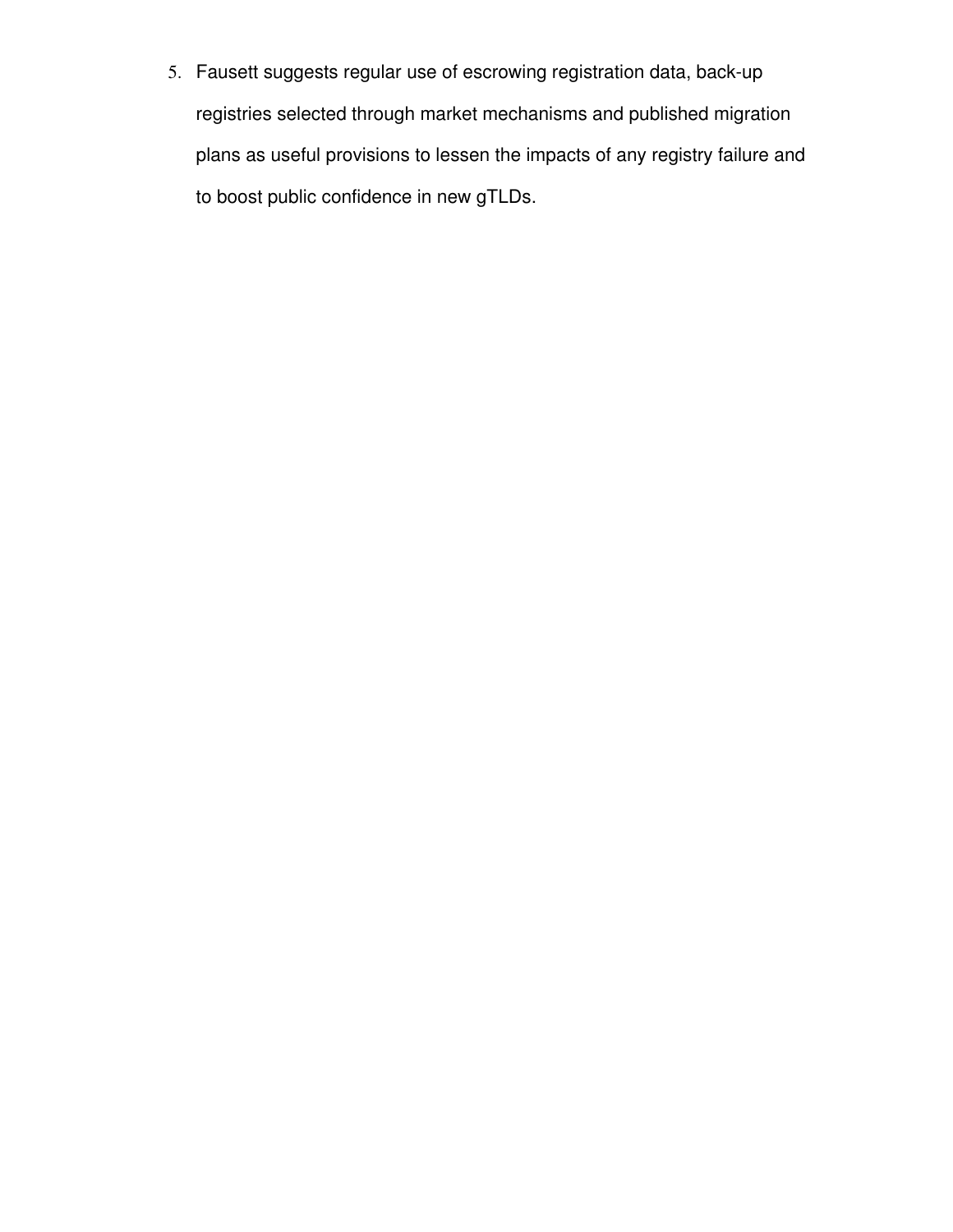5. Fausett suggests regular use of escrowing registration data, back-up registries selected through market mechanisms and published migration plans as useful provisions to lessen the impacts of any registry failure and to boost public confidence in new gTLDs.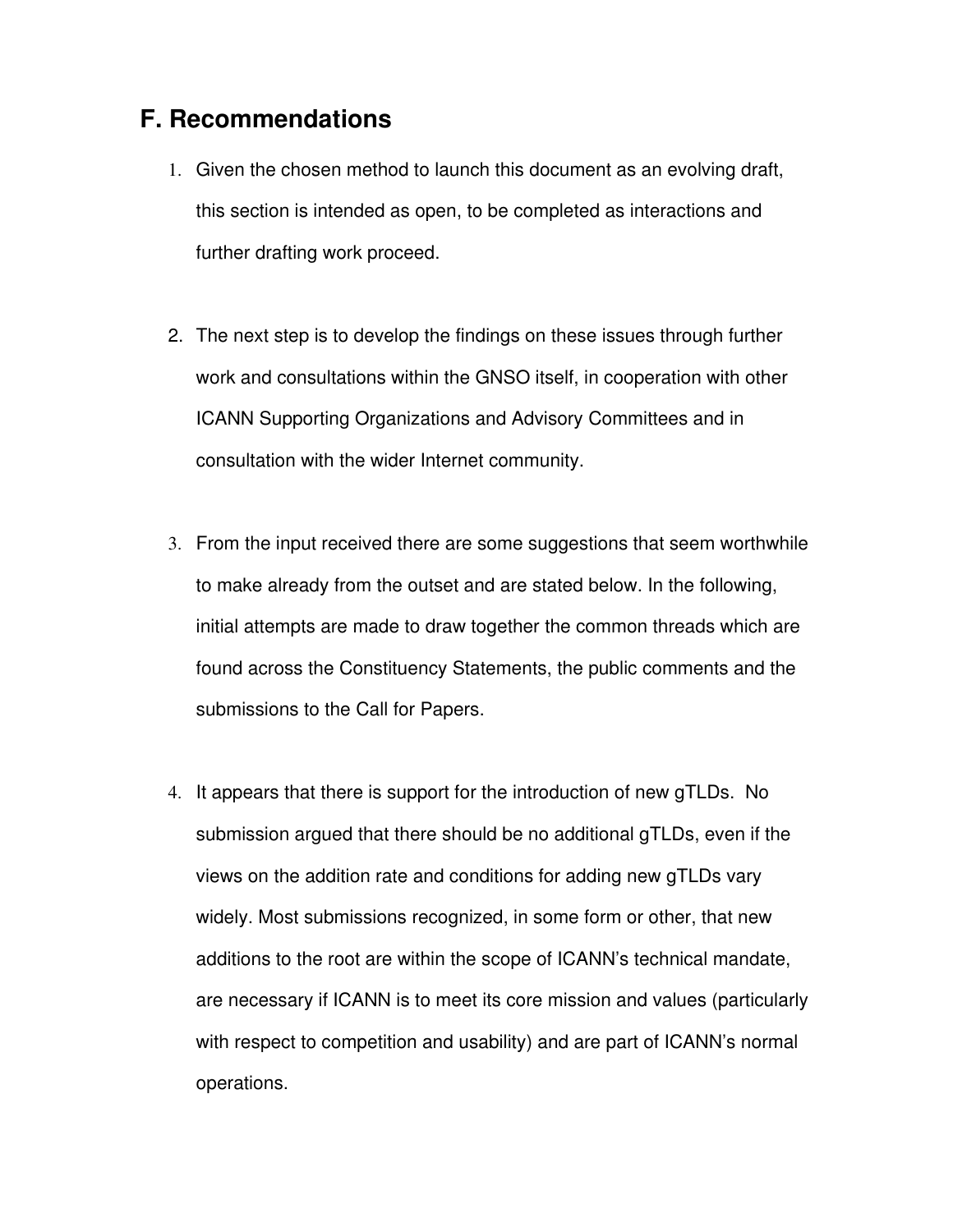## F. Recommendations

1. Given the chosen method to launch this document as an evolving draft, this section is intended as open, to be completed as interactions and further drafting work proceed.

2. The next step is to develop the findings on these issues through further work and consultations within the GNSO itself, in cooperation with other ICANN Supporting Organizations and Advisory Committees and in consultation with the wider Internet community.

3. From the input received there are some suggestions that seem worthwhile to make already from the outset and are stated below. In the following, initial attempts are made to draw together the common threads which are found across the Constituency Statements, the public comments and the submissions to the Call for Papers.

4. It appears that there is support for the introduction of new gTLDs. No submission argued that there should be no additional gTLDs, even if the views on the addition rate and conditions for adding new gTLDs vary widely. Most submissions recognized, in some form or other, that new additions to the root are within the scope of ICANN's technical mandate, are necessary if ICANN is to meet its core mission and values (particularly with respect to competition and usability) and are part of ICANN's normal operations.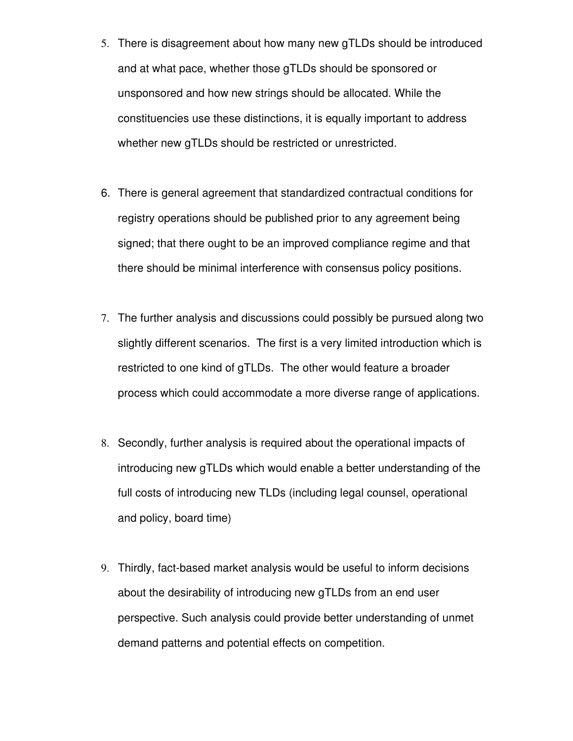5. There is disagreement about how many new gTLDs should be introduced and at what pace, whether those gTLDs should be sponsored or unsponsored and how new strings should be allocated. While the constituencies use these distinctions, it is equally important to address whether new gTLDs should be restricted or unrestricted.

6. There is general agreement that standardized contractual conditions for registry operations should be published prior to any agreement being signed; that there ought to be an improved compliance regime and that there should be minimal interference with consensus policy positions.

7. The further analysis and discussions could possibly be pursued along two slightly different scenarios. The first is a very limited introduction which is restricted to one kind of gTLDs. The other would feature a broader process which could accommodate a more diverse range of applications.

8. Secondly, further analysis is required about the operational impacts of introducing new gTLDs which would enable a better understanding of the full costs of introducing new TLDs (including legal counsel, operational and policy, board time)

9. Thirdly, fact-based market analysis would be useful to inform decisions about the desirability of introducing new gTLDs from an end user perspective. Such analysis could provide better understanding of unmet demand patterns and potential effects on competition.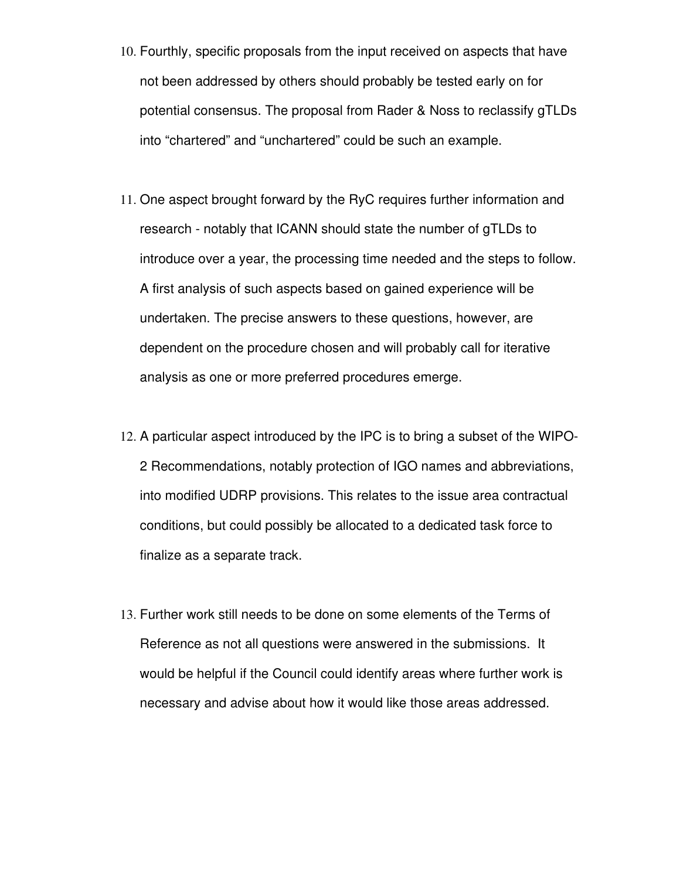10. Fourthly, specific proposals from the input received on aspects that have not been addressed by others should probably be tested early on for potential consensus. The proposal from Rader & Noss to reclassify gTLDs into "chartered" and "unchartered" could be such an example.

11. One aspect brought forward by the RyC requires further information and research - notably that ICANN should state the number of gTLDs to introduce over a year, the processing time needed and the steps to follow. A first analysis of such aspects based on gained experience will be undertaken. The precise answers to these questions, however, are dependent on the procedure chosen and will probably call for iterative analysis as one or more preferred procedures emerge.

12. A particular aspect introduced by the IPC is to bring a subset of the WIPO-2 Recommendations, notably protection of IGO names and abbreviations, into modified UDRP provisions. This relates to the issue area contractual conditions, but could possibly be allocated to a dedicated task force to finalize as a separate track.

13. Further work still needs to be done on some elements of the Terms of Reference as not all questions were answered in the submissions. It would be helpful if the Council could identify areas where further work is necessary and advise about how it would like those areas addressed.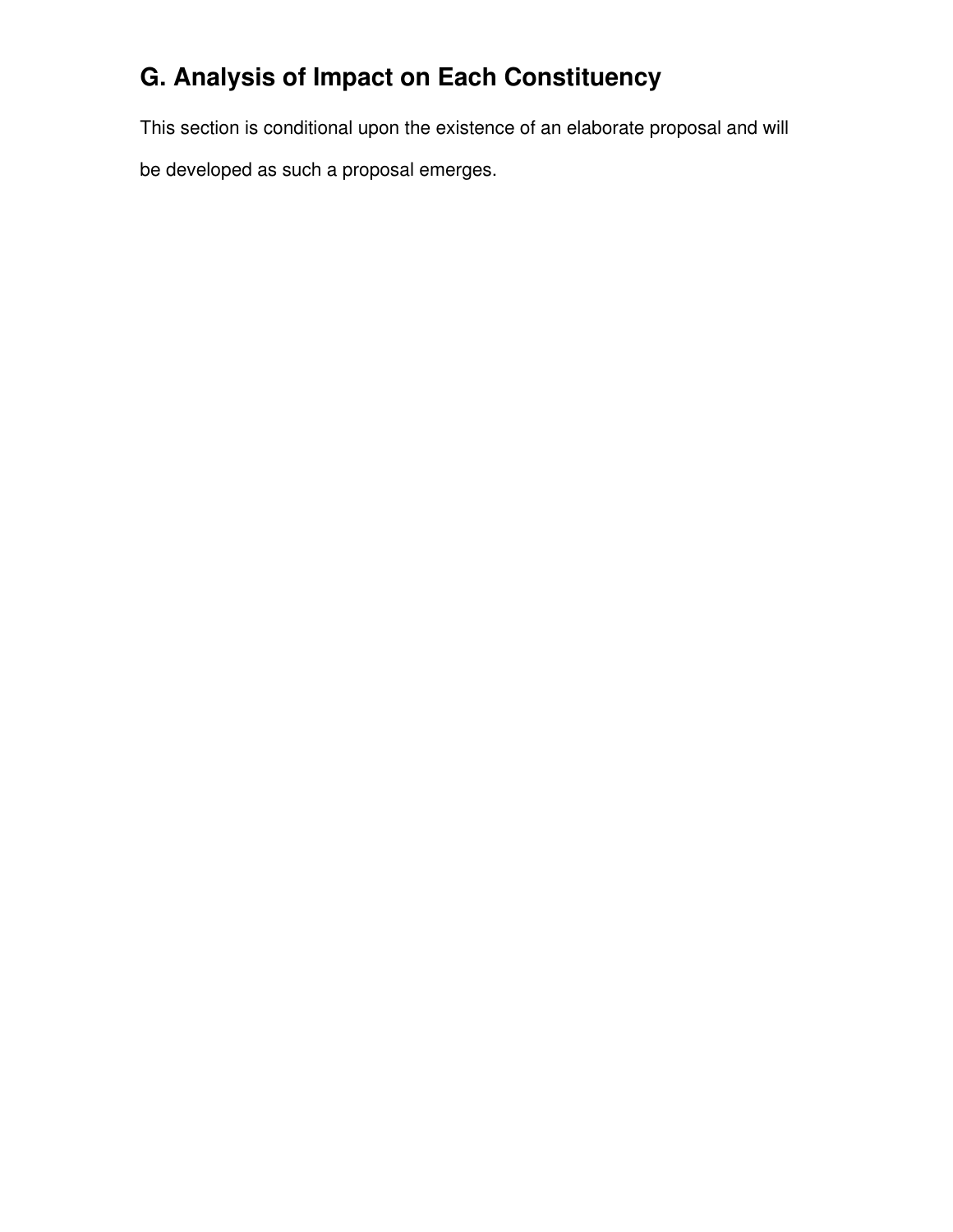## G. Analysis of Impact on Each Constituency

This section is conditional upon the existence of an elaborate proposal and will be developed as such a proposal emerges.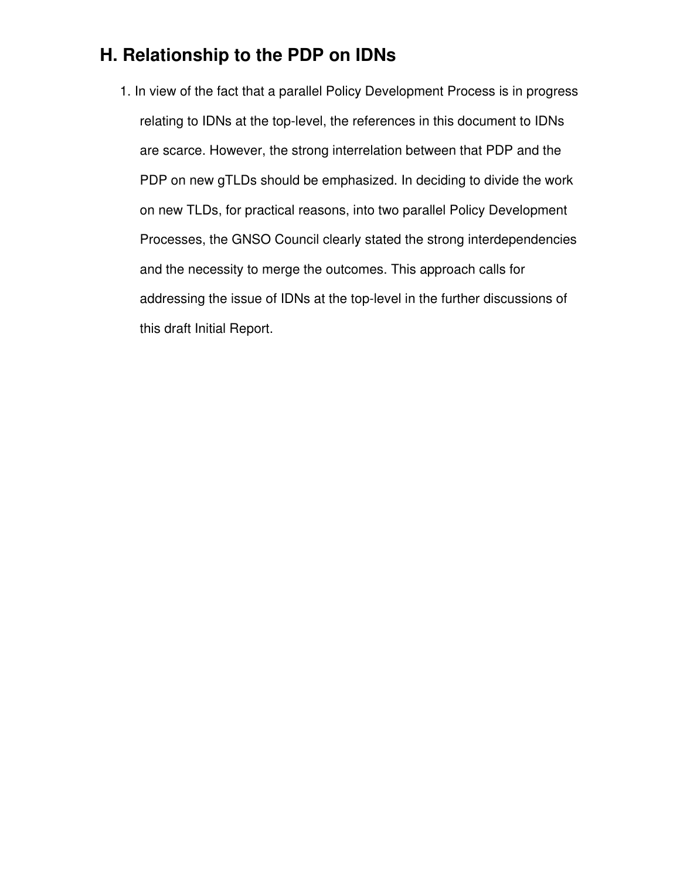## H. Relationship to the PDP on IDNs

1. In view of the fact that a parallel Policy Development Process is in progress relating to IDNs at the top-level, the references in this document to IDNs are scarce. However, the strong interrelation between that PDP and the PDP on new gTLDs should be emphasized. In deciding to divide the work on new TLDs, for practical reasons, into two parallel Policy Development Processes, the GNSO Council clearly stated the strong interdependencies and the necessity to merge the outcomes. This approach calls for addressing the issue of IDNs at the top-level in the further discussions of this draft Initial Report.